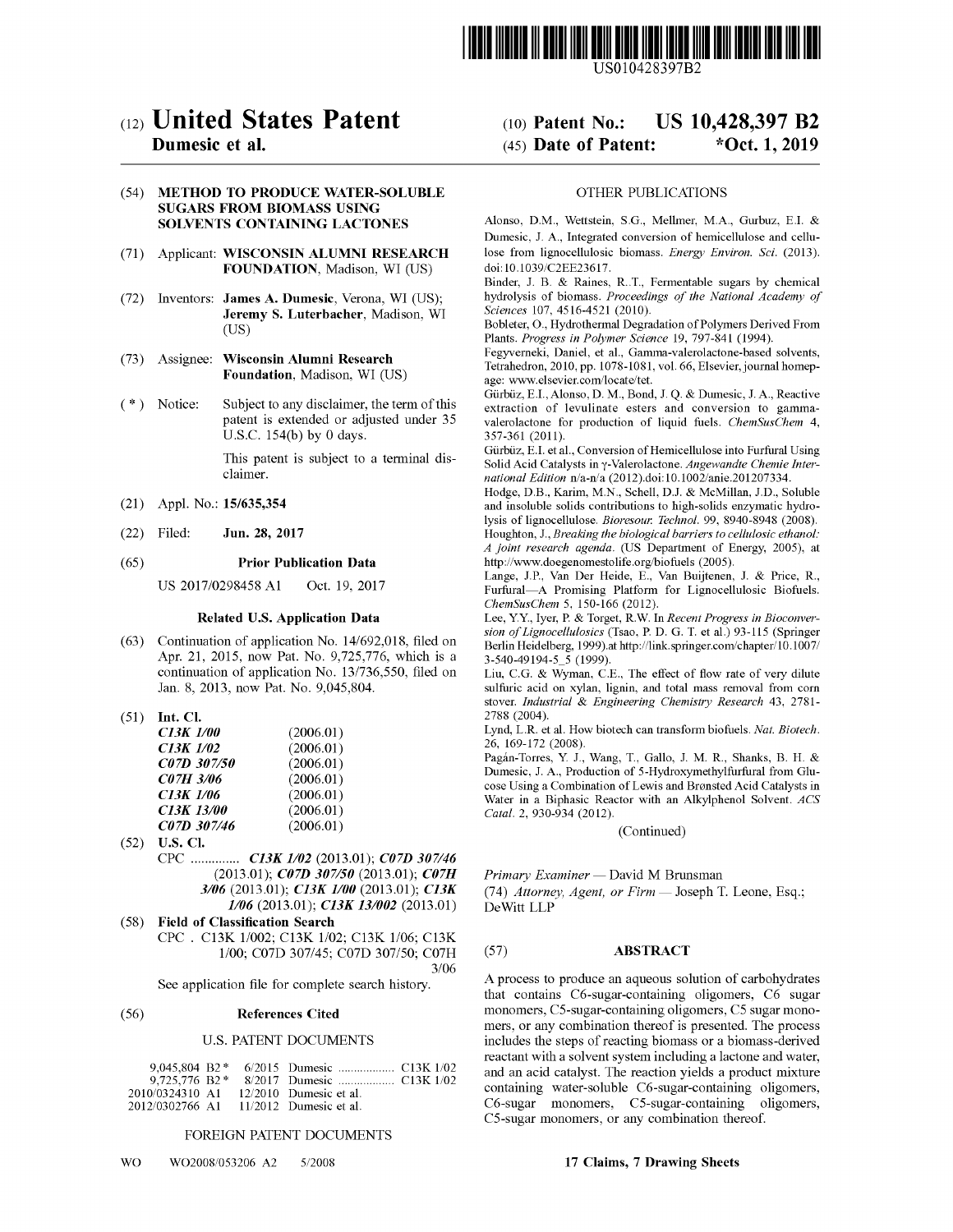US010428397B2

# (12) United States Patent
**Dumesic et al.**

(10) **Patent No.: US 10,428,397 B2**

(45) **Date of Patent: \*Oct. 1, 2019**

(54) **METHOD TO PRODUCE WATER-SOLUBLE SUGARS FROM BIOMASS USING SOLVENTS CONTAINING LACTONES**

(71) Applicant: **WISCONSIN ALUMNI RESEARCH FOUNDATION**, Madison, WI (US)

(72) Inventors: **James A. Dumesic**, Verona, WI (US); **Jeremy S. Luterbacher**, Madison, WI (US)

(73) Assignee: **Wisconsin Alumni Research Foundation**, Madison, WI (US)

(\*) Notice: Subject to any disclaimer, the term of this patent is extended or adjusted under 35 U.S.C. 154(b) by 0 days.

This patent is subject to a terminal disclaimer.

(21) Appl. No.: **15/635,354**

(22) Filed: **Jun. 28, 2017**

(65) **Prior Publication Data**

US 2017/0298458 A1 Oct. 19, 2017

**Related U.S. Application Data**

(63) Continuation of application No. 14/692,018, filed on Apr. 21, 2015, now Pat. No. 9,725,776, which is a continuation of application No. 13/736,550, filed on Jan. 8, 2013, now Pat. No. 9,045,804.

(51) **Int. Cl.**

| | |
|---|---|
| ***C13K 1/00*** | (2006.01) |
| ***C13K 1/02*** | (2006.01) |
| ***C07D 307/50*** | (2006.01) |
| ***C07H 3/06*** | (2006.01) |
| ***C13K 1/06*** | (2006.01) |
| ***C13K 13/00*** | (2006.01) |
| ***C07D 307/46*** | (2006.01) |

(52) **U.S. Cl.**

CPC .............. ***C13K 1/02*** (2013.01); ***C07D 307/46*** (2013.01); ***C07D 307/50*** (2013.01); ***C07H 3/06*** (2013.01); ***C13K 1/00*** (2013.01); ***C13K 1/06*** (2013.01); ***C13K 13/002*** (2013.01)

(58) **Field of Classification Search**

CPC . C13K 1/002; C13K 1/02; C13K 1/06; C13K 1/00; C07D 307/45; C07D 307/50; C07H 3/06

See application file for complete search history.

(56) **References Cited**

U.S. PATENT DOCUMENTS

| | | | |
|---|---|---|---|
| 9,045,804 B2\* | 6/2015 | Dumesic .................. | C13K 1/02 |
| 9,725,776 B2\* | 8/2017 | Dumesic .................. | C13K 1/02 |
| 2010/0324310 A1 | 12/2010 | Dumesic et al. | |
| 2012/0302766 A1 | 11/2012 | Dumesic et al. | |

FOREIGN PATENT DOCUMENTS

WO WO2008/053206 A2 5/2008

OTHER PUBLICATIONS

Alonso, D.M., Wettstein, S.G., Mellmer, M.A., Gurbuz, E.I. & Dumesic, J. A., Integrated conversion of hemicellulose and cellulose from lignocellulosic biomass. *Energy Environ. Sci.* (2013). doi:10.1039/C2EE23617.

Binder, J. B. & Raines, R..T., Fermentable sugars by chemical hydrolysis of biomass. *Proceedings of the National Academy of Sciences* 107, 4516-4521 (2010).

Bobleter, O., Hydrothermal Degradation of Polymers Derived From Plants. *Progress in Polymer Science* 19, 797-841 (1994).

Fegyverneki, Daniel, et al., Gamma-valerolactone-based solvents, Tetrahedron, 2010, pp. 1078-1081, vol. 66, Elsevier, journal homepage: www.elsevier.com/locate/tet.

Gürbüz, E.I., Alonso, D. M., Bond, J. Q. & Dumesic, J. A., Reactive extraction of levulinate esters and conversion to gamma-valerolactone for production of liquid fuels. *ChemSusChem* 4, 357-361 (2011).

Gürbüz, E.I. et al., Conversion of Hemicellulose into Furfural Using Solid Acid Catalysts in γ-Valerolactone. *Angewandte Chemie International Edition* n/a-n/a (2012).doi:10.1002/anie.201207334.

Hodge, D.B., Karim, M.N., Schell, D.J. & McMillan, J.D., Soluble and insoluble solids contributions to high-solids enzymatic hydrolysis of lignocellulose. *Bioresour. Technol.* 99, 8940-8948 (2008).

Houghton, J., *Breaking the biological barriers to cellulosic ethanol: A joint research agenda.* (US Department of Energy, 2005), at http://www.doegenomestolife.org/biofuels (2005).

Lange, J.P., Van Der Heide, E., Van Buijtenen, J. & Price, R., Furfural—A Promising Platform for Lignocellulosic Biofuels. *ChemSusChem* 5, 150-166 (2012).

Lee, Y.Y., Iyer, P. & Torget, R.W. In *Recent Progress in Bioconversion of Lignocellulosics* (Tsao, P. D. G. T. et al.) 93-115 (Springer Berlin Heidelberg, 1999).at http://link.springer.com/chapter/10.1007/3-540-49194-5_5 (1999).

Liu, C.G. & Wyman, C.E., The effect of flow rate of very dilute sulfuric acid on xylan, lignin, and total mass removal from corn stover. *Industrial & Engineering Chemistry Research* 43, 2781-2788 (2004).

Lynd, L.R. et al. How biotech can transform biofuels. *Nat. Biotech.* 26, 169-172 (2008).

Pagán-Torres, Y. J., Wang, T., Gallo, J. M. R., Shanks, B. H. & Dumesic, J. A., Production of 5-Hydroxymethylfurfural from Glucose Using a Combination of Lewis and Brønsted Acid Catalysts in Water in a Biphasic Reactor with an Alkylphenol Solvent. *ACS Catal.* 2, 930-934 (2012).

(Continued)

*Primary Examiner* — David M Brunsman

(74) *Attorney, Agent, or Firm* — Joseph T. Leone, Esq.; DeWitt LLP

(57) **ABSTRACT**

A process to produce an aqueous solution of carbohydrates that contains C6-sugar-containing oligomers, C6 sugar monomers, C5-sugar-containing oligomers, C5 sugar monomers, or any combination thereof is presented. The process includes the steps of reacting biomass or a biomass-derived reactant with a solvent system including a lactone and water, and an acid catalyst. The reaction yields a product mixture containing water-soluble C6-sugar-containing oligomers, C6-sugar monomers, C5-sugar-containing oligomers, C5-sugar monomers, or any combination thereof.

**17 Claims, 7 Drawing Sheets**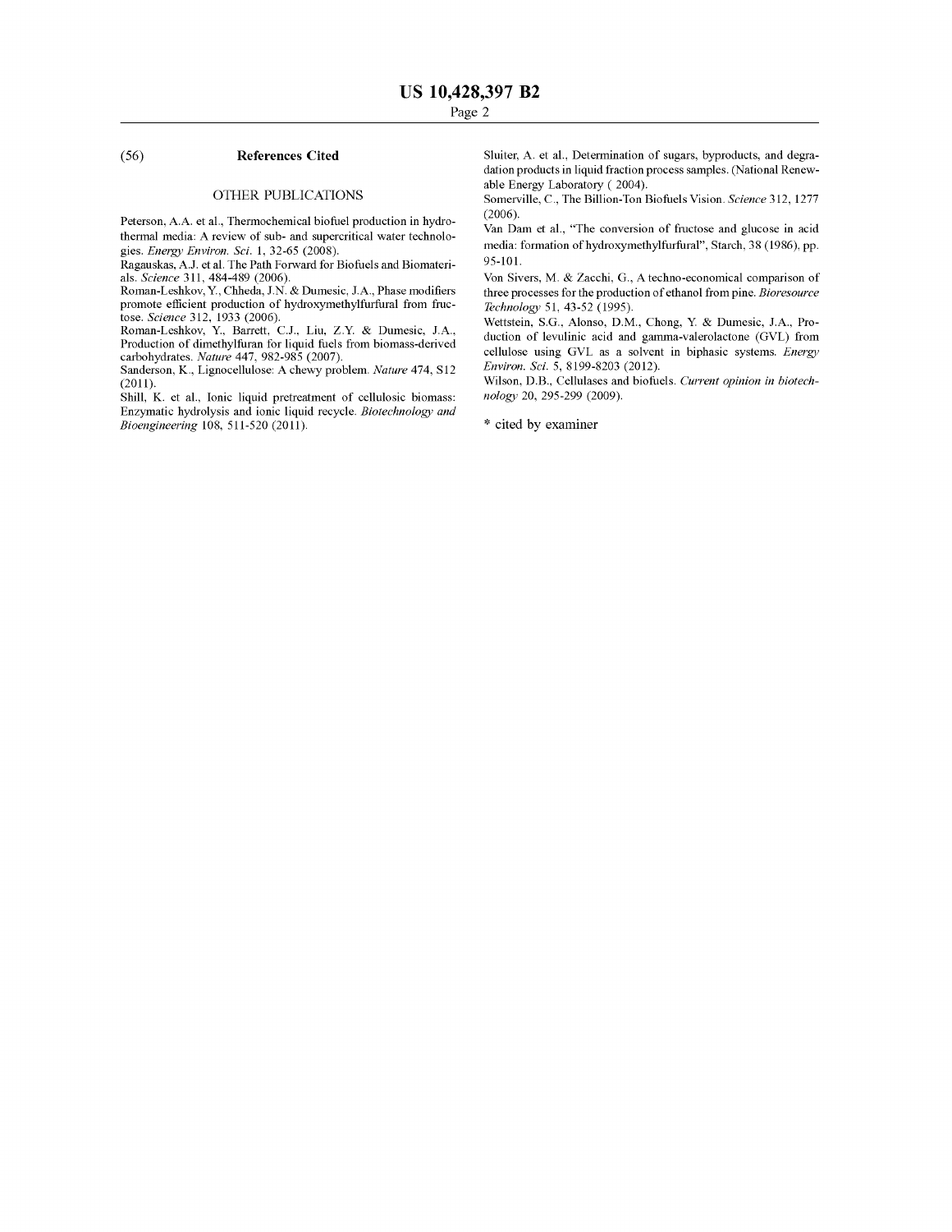## (56) References Cited

### OTHER PUBLICATIONS

Peterson, A.A. et al., Thermochemical biofuel production in hydrothermal media: A review of sub- and supercritical water technologies. *Energy Environ. Sci.* 1, 32-65 (2008).

Ragauskas, A.J. et al. The Path Forward for Biofuels and Biomaterials. *Science* 311, 484-489 (2006).

Roman-Leshkov, Y., Chheda, J.N. & Dumesic, J.A., Phase modifiers promote efficient production of hydroxymethylfurfural from fructose. *Science* 312, 1933 (2006).

Roman-Leshkov, Y., Barrett, C.J., Liu, Z.Y. & Dumesic, J.A., Production of dimethylfuran for liquid fuels from biomass-derived carbohydrates. *Nature* 447, 982-985 (2007).

Sanderson, K., Lignocellulose: A chewy problem. *Nature* 474, S12 (2011).

Shill, K. et al., Ionic liquid pretreatment of cellulosic biomass: Enzymatic hydrolysis and ionic liquid recycle. *Biotechnology and Bioengineering* 108, 511-520 (2011).

Sluiter, A. et al., Determination of sugars, byproducts, and degradation products in liquid fraction process samples. (National Renewable Energy Laboratory ( 2004).

Somerville, C., The Billion-Ton Biofuels Vision. *Science* 312, 1277 (2006).

Van Dam et al., "The conversion of fructose and glucose in acid media: formation of hydroxymethylfurfural", Starch, 38 (1986), pp. 95-101.

Von Sivers, M. & Zacchi, G., A techno-economical comparison of three processes for the production of ethanol from pine. *Bioresource Technology* 51, 43-52 (1995).

Wettstein, S.G., Alonso, D.M., Chong, Y. & Dumesic, J.A., Production of levulinic acid and gamma-valerolactone (GVL) from cellulose using GVL as a solvent in biphasic systems. *Energy Environ. Sci.* 5, 8199-8203 (2012).

Wilson, D.B., Cellulases and biofuels. *Current opinion in biotechnology* 20, 295-299 (2009).

\* cited by examiner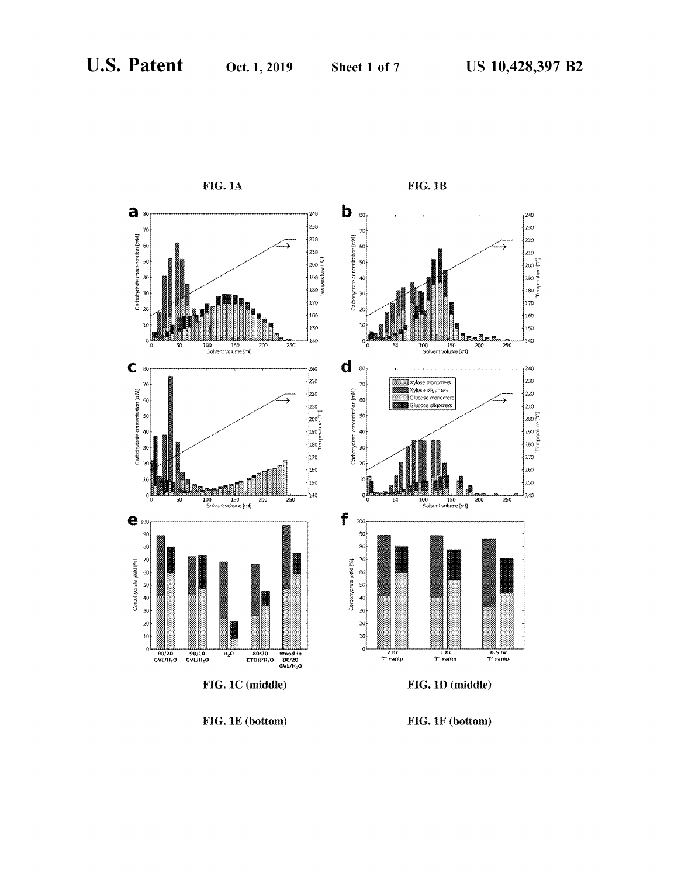FIG. 1A

FIG. 1B

FIG. 1C (middle)

FIG. 1D (middle)

FIG. 1E (bottom)

FIG. 1F (bottom)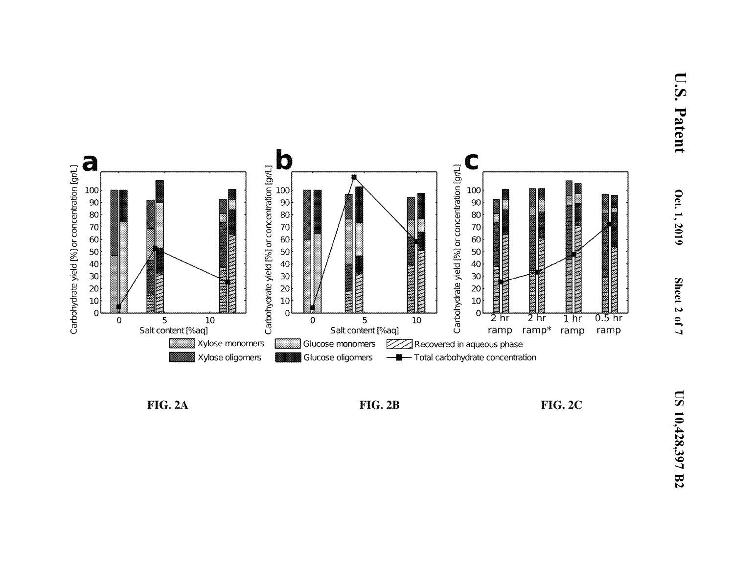FIG. 2A

FIG. 2B

FIG. 2C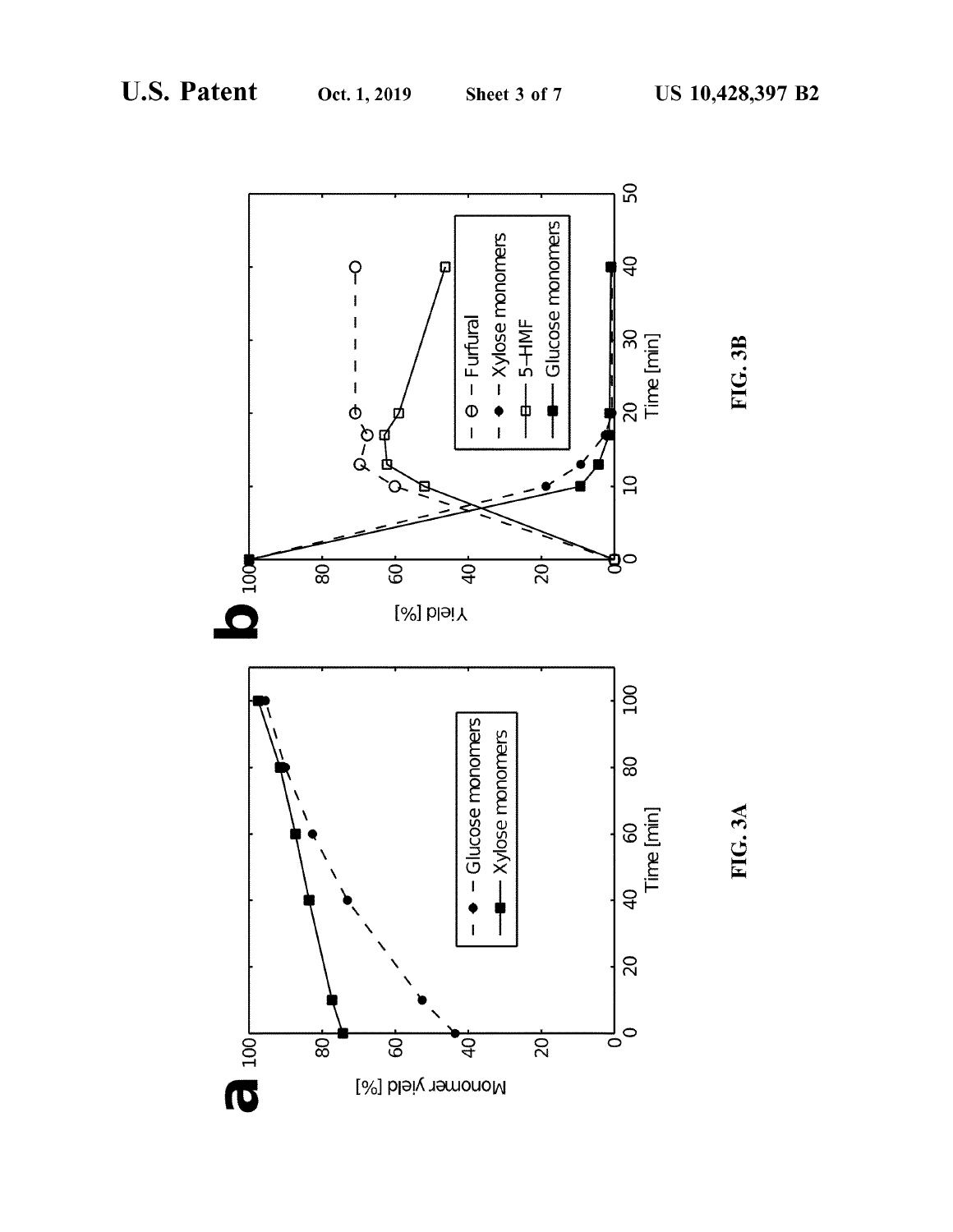FIG. 3A

FIG. 3B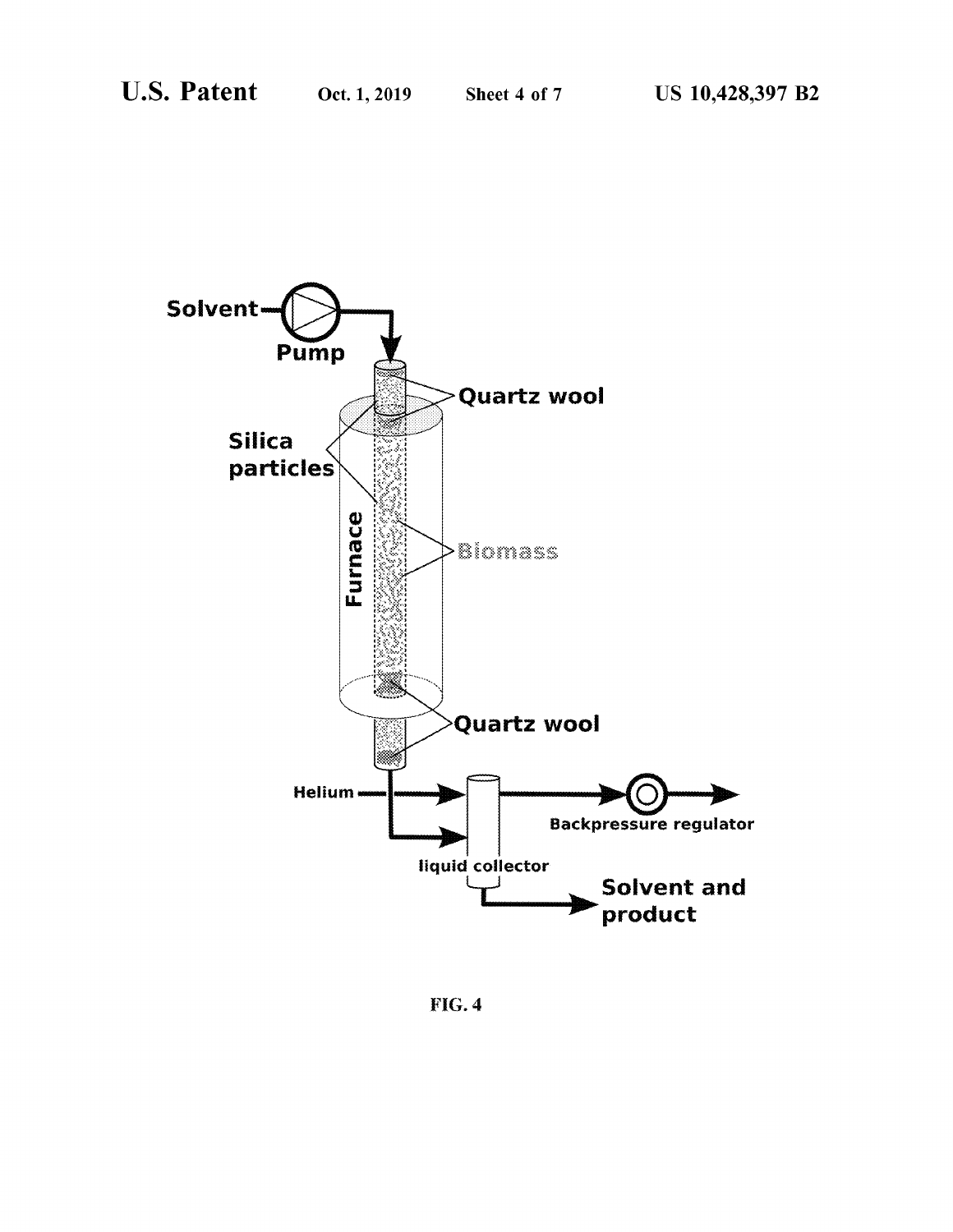FIG. 4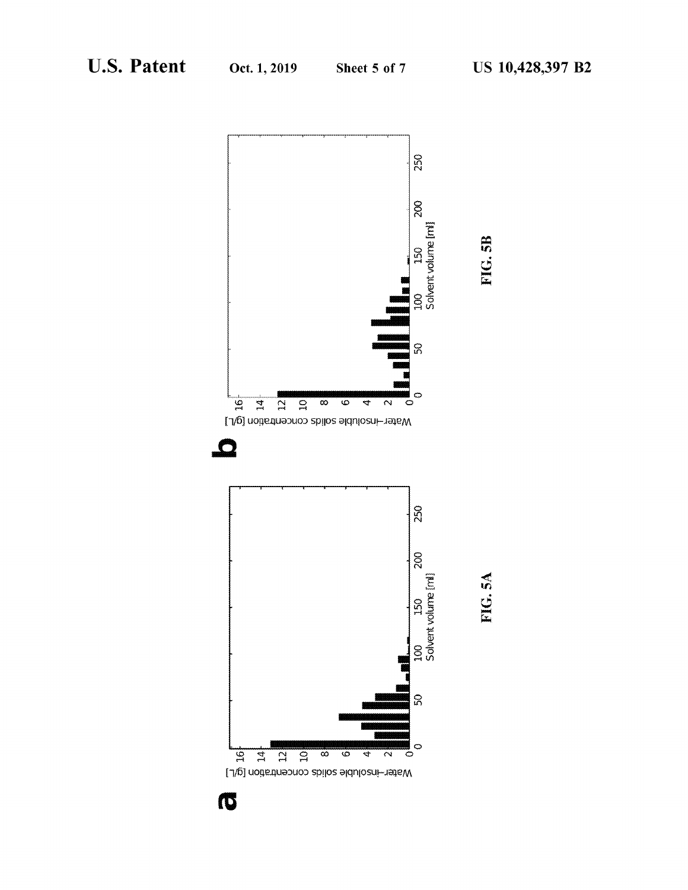FIG. 5A

FIG. 5B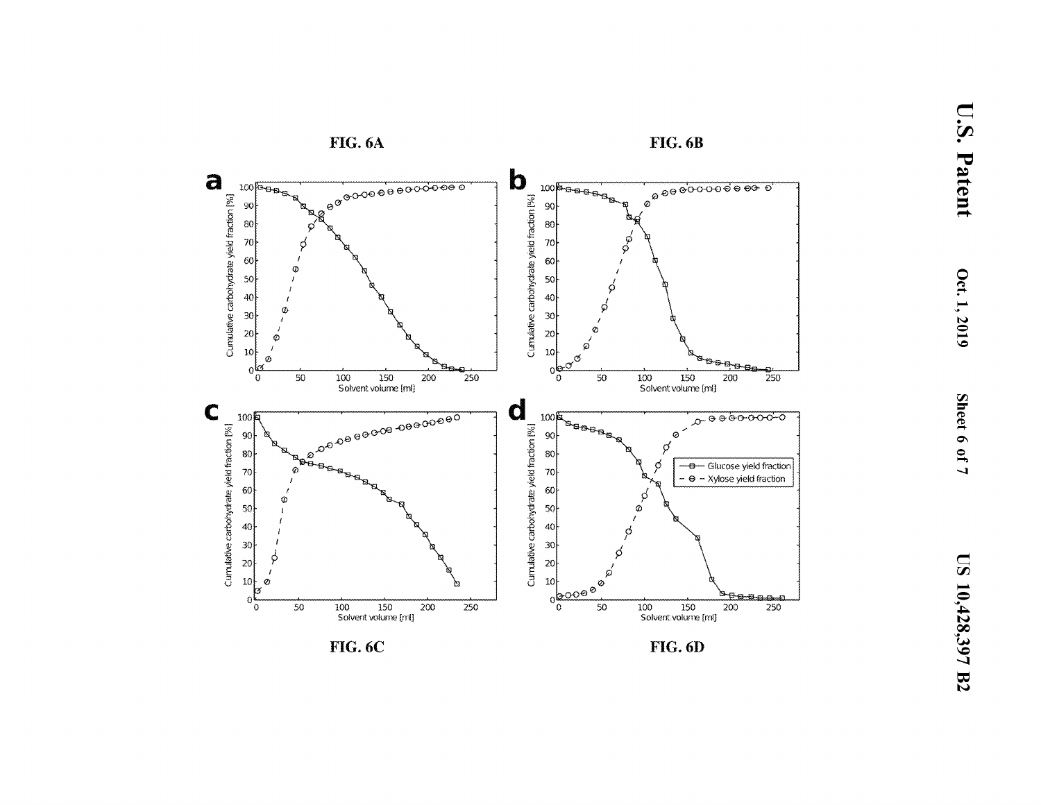FIG. 6A

FIG. 6B

FIG. 6C

FIG. 6D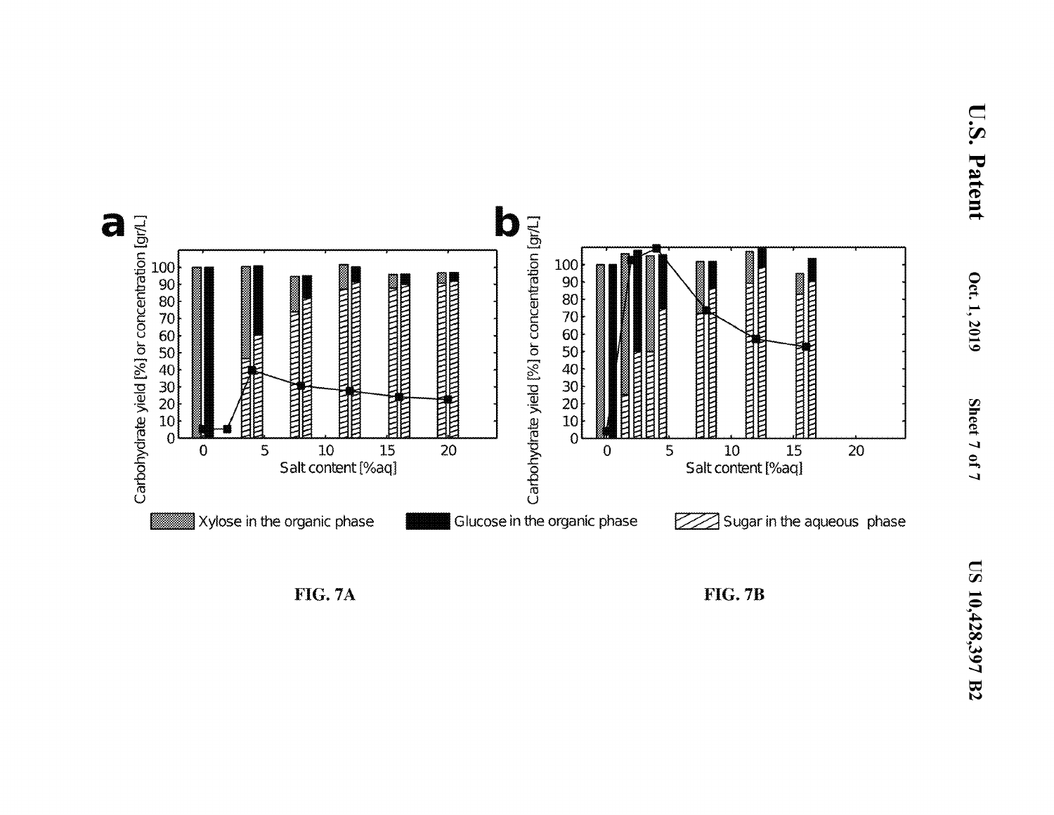FIG. 7A

FIG. 7B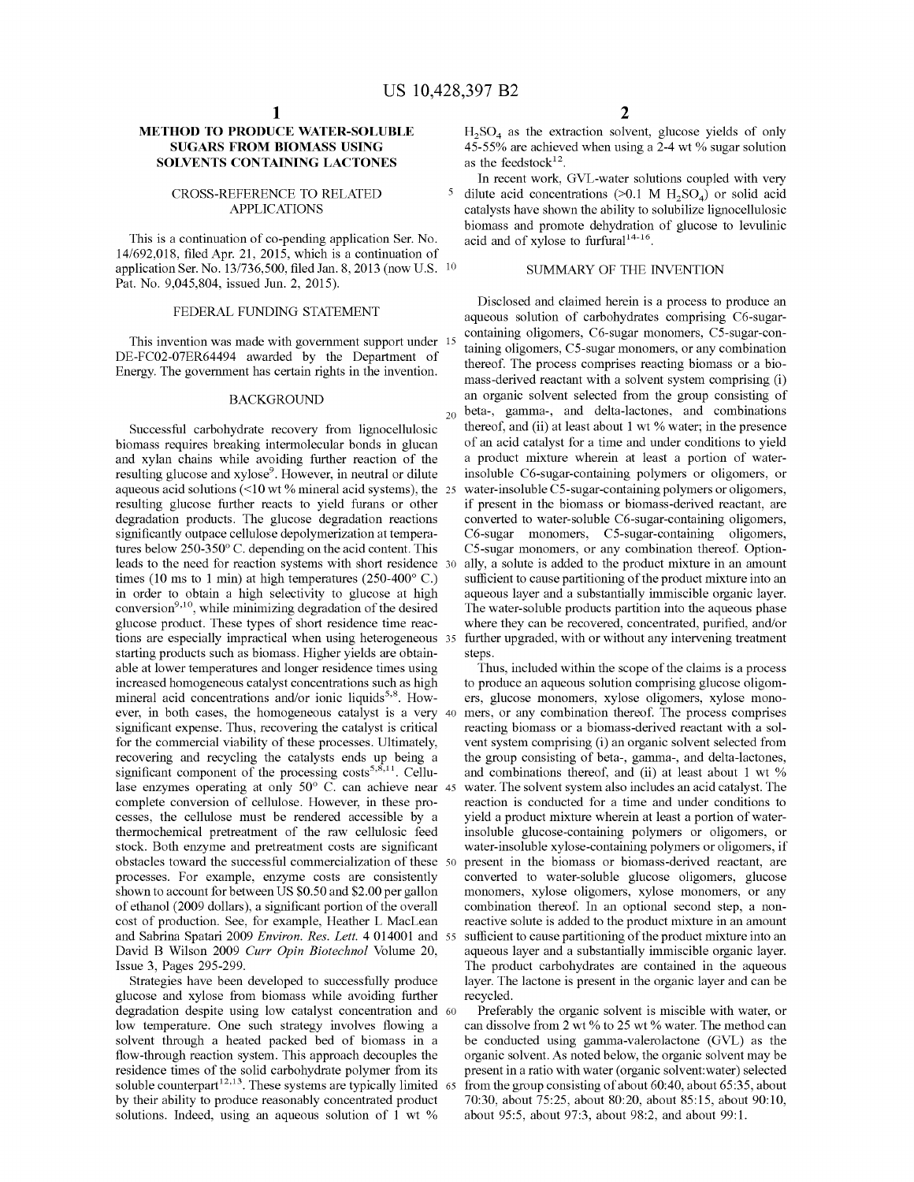## METHOD TO PRODUCE WATER-SOLUBLE SUGARS FROM BIOMASS USING SOLVENTS CONTAINING LACTONES

### CROSS-REFERENCE TO RELATED APPLICATIONS

This is a continuation of co-pending application Ser. No. 14/692,018, filed Apr. 21, 2015, which is a continuation of application Ser. No. 13/736,500, filed Jan. 8, 2013 (now U.S. Pat. No. 9,045,804, issued Jun. 2, 2015).

### FEDERAL FUNDING STATEMENT

This invention was made with government support under DE-FC02-07ER64494 awarded by the Department of Energy. The government has certain rights in the invention.

### BACKGROUND

Successful carbohydrate recovery from lignocellulosic biomass requires breaking intermolecular bonds in glucan and xylan chains while avoiding further reaction of the resulting glucose and xylose[9]. However, in neutral or dilute aqueous acid solutions (<10 wt % mineral acid systems), the resulting glucose further reacts to yield furans or other degradation products. The glucose degradation reactions significantly outpace cellulose depolymerization at temperatures below 250-350° C. depending on the acid content. This leads to the need for reaction systems with short residence times (10 ms to 1 min) at high temperatures (250-400° C.) in order to obtain a high selectivity to glucose at high conversion[9,10], while minimizing degradation of the desired glucose product. These types of short residence time reactions are especially impractical when using heterogeneous starting products such as biomass. Higher yields are obtainable at lower temperatures and longer residence times using increased homogeneous catalyst concentrations such as high mineral acid concentrations and/or ionic liquids[5,8]. However, in both cases, the homogeneous catalyst is a very significant expense. Thus, recovering the catalyst is critical for the commercial viability of these processes. Ultimately, recovering and recycling the catalysts ends up being a significant component of the processing costs[5,8,11]. Cellulase enzymes operating at only 50° C. can achieve near complete conversion of cellulose. However, in these processes, the cellulose must be rendered accessible by a thermochemical pretreatment of the raw cellulosic feed stock. Both enzyme and pretreatment costs are significant obstacles toward the successful commercialization of these processes. For example, enzyme costs are consistently shown to account for between US $0.50 and $2.00 per gallon of ethanol (2009 dollars), a significant portion of the overall cost of production. See, for example, Heather L MacLean and Sabrina Spatari 2009 *Environ. Res. Lett.* 4 014001 and David B Wilson 2009 *Curr Opin Biotechnol* Volume 20, Issue 3, Pages 295-299.

Strategies have been developed to successfully produce glucose and xylose from biomass while avoiding further degradation despite using low catalyst concentration and low temperature. One such strategy involves flowing a solvent through a heated packed bed of biomass in a flow-through reaction system. This approach decouples the residence times of the solid carbohydrate polymer from its soluble counterpart[12,13]. These systems are typically limited by their ability to produce reasonably concentrated product solutions. Indeed, using an aqueous solution of 1 wt % $H_2SO_4$ as the extraction solvent, glucose yields of only 45-55% are achieved when using a 2-4 wt % sugar solution as the feedstock[12].

In recent work, GVL-water solutions coupled with very dilute acid concentrations (>0.1 M $H_2SO_4$) or solid acid catalysts have shown the ability to solubilize lignocellulosic biomass and promote dehydration of glucose to levulinic acid and of xylose to furfural[14-16].

### SUMMARY OF THE INVENTION

Disclosed and claimed herein is a process to produce an aqueous solution of carbohydrates comprising C6-sugar-containing oligomers, C6-sugar monomers, C5-sugar-containing oligomers, C5-sugar monomers, or any combination thereof. The process comprises reacting biomass or a biomass-derived reactant with a solvent system comprising (i) an organic solvent selected from the group consisting of beta-, gamma-, and delta-lactones, and combinations thereof, and (ii) at least about 1 wt % water; in the presence of an acid catalyst for a time and under conditions to yield a product mixture wherein at least a portion of water-insoluble C6-sugar-containing polymers or oligomers, or water-insoluble C5-sugar-containing polymers or oligomers, if present in the biomass or biomass-derived reactant, are converted to water-soluble C6-sugar-containing oligomers, C6-sugar monomers, C5-sugar-containing oligomers, C5-sugar monomers, or any combination thereof. Optionally, a solute is added to the product mixture in an amount sufficient to cause partitioning of the product mixture into an aqueous layer and a substantially immiscible organic layer. The water-soluble products partition into the aqueous phase where they can be recovered, concentrated, purified, and/or further upgraded, with or without any intervening treatment steps.

Thus, included within the scope of the claims is a process to produce an aqueous solution comprising glucose oligomers, glucose monomers, xylose oligomers, xylose monomers, or any combination thereof. The process comprises reacting biomass or a biomass-derived reactant with a solvent system comprising (i) an organic solvent selected from the group consisting of beta-, gamma-, and delta-lactones, and combinations thereof, and (ii) at least about 1 wt % water. The solvent system also includes an acid catalyst. The reaction is conducted for a time and under conditions to yield a product mixture wherein at least a portion of water-insoluble glucose-containing polymers or oligomers, or water-insoluble xylose-containing polymers or oligomers, if present in the biomass or biomass-derived reactant, are converted to water-soluble glucose oligomers, glucose monomers, xylose oligomers, xylose monomers, or any combination thereof. In an optional second step, a non-reactive solute is added to the product mixture in an amount sufficient to cause partitioning of the product mixture into an aqueous layer and a substantially immiscible organic layer. The product carbohydrates are contained in the aqueous layer. The lactone is present in the organic layer and can be recycled.

Preferably the organic solvent is miscible with water, or can dissolve from 2 wt % to 25 wt % water. The method can be conducted using gamma-valerolactone (GVL) as the organic solvent. As noted below, the organic solvent may be present in a ratio with water (organic solvent:water) selected from the group consisting of about 60:40, about 65:35, about 70:30, about 75:25, about 80:20, about 85:15, about 90:10, about 95:5, about 97:3, about 98:2, and about 99:1.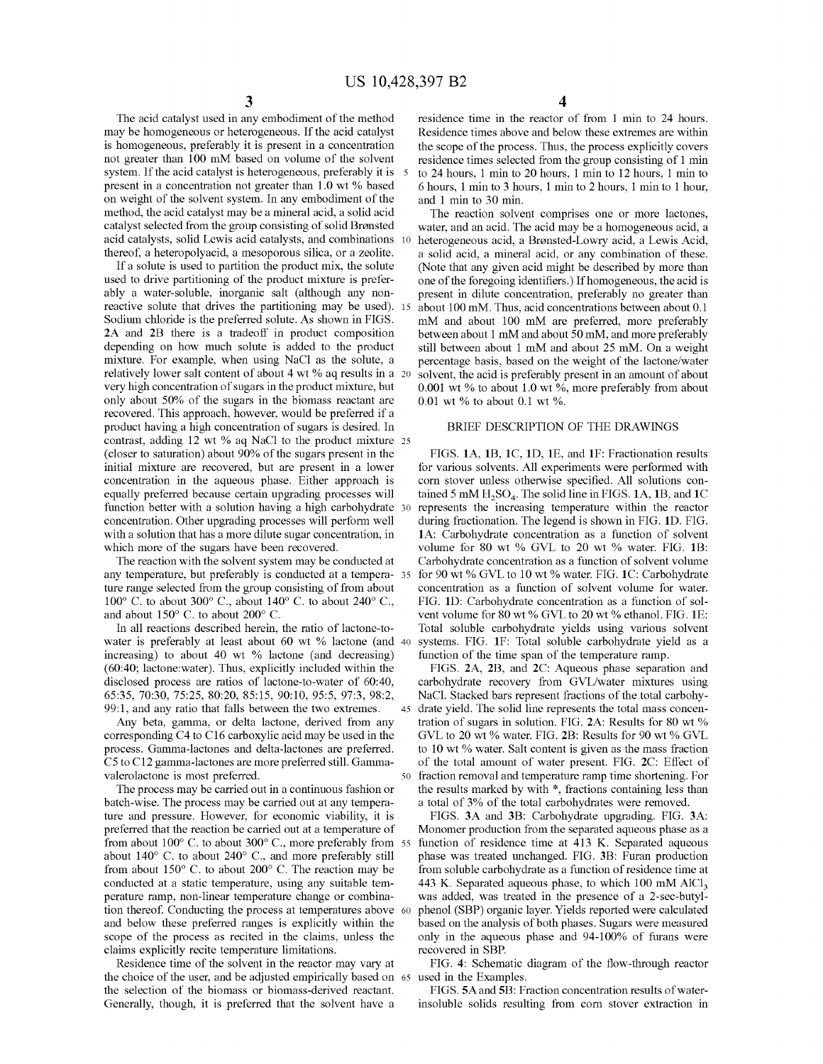The acid catalyst used in any embodiment of the method may be homogeneous or heterogeneous. If the acid catalyst is homogeneous, preferably it is present in a concentration not greater than 100 mM based on volume of the solvent system. If the acid catalyst is heterogeneous, preferably it is present in a concentration not greater than 1.0 wt % based on weight of the solvent system. In any embodiment of the method, the acid catalyst may be a mineral acid, a solid acid catalyst selected from the group consisting of solid Brønsted acid catalysts, solid Lewis acid catalysts, and combinations thereof, a heteropolyacid, a mesoporous silica, or a zeolite.

If a solute is used to partition the product mix, the solute used to drive partitioning of the product mixture is preferably a water-soluble, inorganic salt (although any non-reactive solute that drives the partitioning may be used). Sodium chloride is the preferred solute. As shown in FIGS. 2A and 2B there is a tradeoff in product composition depending on how much solute is added to the product mixture. For example, when using NaCl as the solute, a relatively lower salt content of about 4 wt % aq results in a very high concentration of sugars in the product mixture, but only about 50% of the sugars in the biomass reactant are recovered. This approach, however, would be preferred if a product having a high concentration of sugars is desired. In contrast, adding 12 wt % aq NaCl to the product mixture (closer to saturation) about 90% of the sugars present in the initial mixture are recovered, but are present in a lower concentration in the aqueous phase. Either approach is equally preferred because certain upgrading processes will function better with a solution having a high carbohydrate concentration. Other upgrading processes will perform well with a solution that has a more dilute sugar concentration, in which more of the sugars have been recovered.

The reaction with the solvent system may be conducted at any temperature, but preferably is conducted at a temperature range selected from the group consisting of from about 100° C. to about 300° C., about 140° C. to about 240° C., and about 150° C. to about 200° C.

In all reactions described herein, the ratio of lactone-to-water is preferably at least about 60 wt % lactone (and increasing) to about 40 wt % lactone (and decreasing) (60:40; lactone:water). Thus, explicitly included within the disclosed process are ratios of lactone-to-water of 60:40, 65:35, 70:30, 75:25, 80:20, 85:15, 90:10, 95:5, 97:3, 98:2, 99:1, and any ratio that falls between the two extremes.

Any beta, gamma, or delta lactone, derived from any corresponding C4 to C16 carboxylic acid may be used in the process. Gamma-lactones and delta-lactones are preferred. C5 to C12 gamma-lactones are more preferred still. Gamma-valerolactone is most preferred.

The process may be carried out in a continuous fashion or batch-wise. The process may be carried out at any temperature and pressure. However, for economic viability, it is preferred that the reaction be carried out at a temperature of from about 100° C. to about 300° C., more preferably from about 140° C. to about 240° C., and more preferably still from about 150° C. to about 200° C. The reaction may be conducted at a static temperature, using any suitable temperature ramp, non-linear temperature change or combination thereof. Conducting the process at temperatures above and below these preferred ranges is explicitly within the scope of the process as recited in the claims, unless the claims explicitly recite temperature limitations.

Residence time of the solvent in the reactor may vary at the choice of the user, and be adjusted empirically based on the selection of the biomass or biomass-derived reactant. Generally, though, it is preferred that the solvent have a residence time in the reactor of from 1 min to 24 hours. Residence times above and below these extremes are within the scope of the process. Thus, the process explicitly covers residence times selected from the group consisting of 1 min to 24 hours, 1 min to 20 hours, 1 min to 12 hours, 1 min to 6 hours, 1 min to 3 hours, 1 min to 2 hours, 1 min to 1 hour, and 1 min to 30 min.

The reaction solvent comprises one or more lactones, water, and an acid. The acid may be a homogeneous acid, a heterogeneous acid, a Brønsted-Lowry acid, a Lewis Acid, a solid acid, a mineral acid, or any combination of these. (Note that any given acid might be described by more than one of the foregoing identifiers.) If homogeneous, the acid is present in dilute concentration, preferably no greater than about 100 mM. Thus, acid concentrations between about 0.1 mM and about 100 mM are preferred, more preferably between about 1 mM and about 50 mM, and more preferably still between about 1 mM and about 25 mM. On a weight percentage basis, based on the weight of the lactone/water solvent, the acid is preferably present in an amount of about 0.001 wt % to about 1.0 wt %, more preferably from about 0.01 wt % to about 0.1 wt %.

## BRIEF DESCRIPTION OF THE DRAWINGS

FIGS. 1A, 1B, 1C, 1D, 1E, and 1F: Fractionation results for various solvents. All experiments were performed with corn stover unless otherwise specified. All solutions contained 5 mM $H_2SO_4$. The solid line in FIGS. 1A, 1B, and 1C represents the increasing temperature within the reactor during fractionation. The legend is shown in FIG. 1D. FIG. 1A: Carbohydrate concentration as a function of solvent volume for 80 wt % GVL to 20 wt % water. FIG. 1B: Carbohydrate concentration as a function of solvent volume for 90 wt % GVL to 10 wt % water. FIG. 1C: Carbohydrate concentration as a function of solvent volume for water. FIG. 1D: Carbohydrate concentration as a function of solvent volume for 80 wt % GVL to 20 wt % ethanol. FIG. 1E: Total soluble carbohydrate yields using various solvent systems. FIG. 1F: Total soluble carbohydrate yield as a function of the time span of the temperature ramp.

FIGS. 2A, 2B, and 2C: Aqueous phase separation and carbohydrate recovery from GVL/water mixtures using NaCl. Stacked bars represent fractions of the total carbohydrate yield. The solid line represents the total mass concentration of sugars in solution. FIG. 2A: Results for 80 wt % GVL to 20 wt % water. FIG. 2B: Results for 90 wt % GVL to 10 wt % water. Salt content is given as the mass fraction of the total amount of water present. FIG. 2C: Effect of fraction removal and temperature ramp time shortening. For the results marked by with *, fractions containing less than a total of 3% of the total carbohydrates were removed.

FIGS. 3A and 3B: Carbohydrate upgrading. FIG. 3A: Monomer production from the separated aqueous phase as a function of residence time at 413 K. Separated aqueous phase was treated unchanged. FIG. 3B: Furan production from soluble carbohydrate as a function of residence time at 443 K. Separated aqueous phase, to which 100 mM $AlCl_3$ was added, was treated in the presence of a 2-sec-butylphenol (SBP) organic layer. Yields reported were calculated based on the analysis of both phases. Sugars were measured only in the aqueous phase and 94-100% of furans were recovered in SBP.

FIG. 4: Schematic diagram of the flow-through reactor used in the Examples.

FIGS. 5A and 5B: Fraction concentration results of water-insoluble solids resulting from corn stover extraction in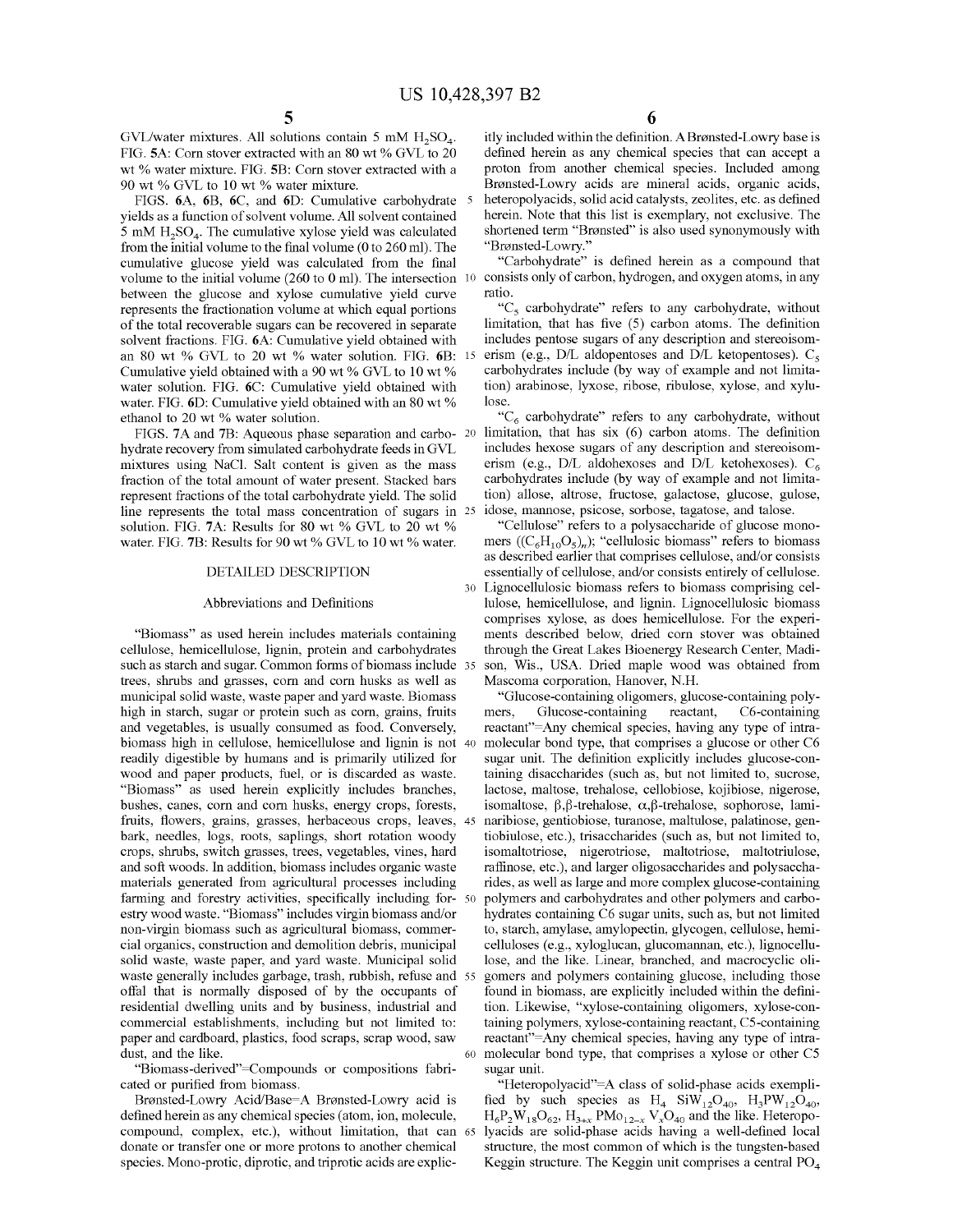GVL/water mixtures. All solutions contain 5 mM $H_2SO_4$. FIG. 5A: Corn stover extracted with an 80 wt % GVL to 20 wt % water mixture. FIG. 5B: Corn stover extracted with a 90 wt % GVL to 10 wt % water mixture.

FIGS. 6A, 6B, 6C, and 6D: Cumulative carbohydrate yields as a function of solvent volume. All solvent contained 5 mM $H_2SO_4$. The cumulative xylose yield was calculated from the initial volume to the final volume (0 to 260 ml). The cumulative glucose yield was calculated from the final volume to the initial volume (260 to 0 ml). The intersection between the glucose and xylose cumulative yield curve represents the fractionation volume at which equal portions of the total recoverable sugars can be recovered in separate solvent fractions. FIG. 6A: Cumulative yield obtained with an 80 wt % GVL to 20 wt % water solution. FIG. 6B: Cumulative yield obtained with a 90 wt % GVL to 10 wt % water solution. FIG. 6C: Cumulative yield obtained with water. FIG. 6D: Cumulative yield obtained with an 80 wt % ethanol to 20 wt % water solution.

FIGS. 7A and 7B: Aqueous phase separation and carbohydrate recovery from simulated carbohydrate feeds in GVL mixtures using NaCl. Salt content is given as the mass fraction of the total amount of water present. Stacked bars represent fractions of the total carbohydrate yield. The solid line represents the total mass concentration of sugars in solution. FIG. 7A: Results for 80 wt % GVL to 20 wt % water. FIG. 7B: Results for 90 wt % GVL to 10 wt % water.

## DETAILED DESCRIPTION

### Abbreviations and Definitions

"Biomass" as used herein includes materials containing cellulose, hemicellulose, lignin, protein and carbohydrates such as starch and sugar. Common forms of biomass include trees, shrubs and grasses, corn and corn husks as well as municipal solid waste, waste paper and yard waste. Biomass high in starch, sugar or protein such as corn, grains, fruits and vegetables, is usually consumed as food. Conversely, biomass high in cellulose, hemicellulose and lignin is not readily digestible by humans and is primarily utilized for wood and paper products, fuel, or is discarded as waste. "Biomass" as used herein explicitly includes branches, bushes, canes, corn and corn husks, energy crops, forests, fruits, flowers, grains, grasses, herbaceous crops, leaves, bark, needles, logs, roots, saplings, short rotation woody crops, shrubs, switch grasses, trees, vegetables, vines, hard and soft woods. In addition, biomass includes organic waste materials generated from agricultural processes including farming and forestry activities, specifically including forestry wood waste. "Biomass" includes virgin biomass and/or non-virgin biomass such as agricultural biomass, commercial organics, construction and demolition debris, municipal solid waste, waste paper, and yard waste. Municipal solid waste generally includes garbage, trash, rubbish, refuse and offal that is normally disposed of by the occupants of residential dwelling units and by business, industrial and commercial establishments, including but not limited to: paper and cardboard, plastics, food scraps, scrap wood, saw dust, and the like.

"Biomass-derived"=Compounds or compositions fabricated or purified from biomass.

Brønsted-Lowry Acid/Base=A Brønsted-Lowry acid is defined herein as any chemical species (atom, ion, molecule, compound, complex, etc.), without limitation, that can donate or transfer one or more protons to another chemical species. Mono-protic, diprotic, and triprotic acids are explicitly included within the definition. A Brønsted-Lowry base is defined herein as any chemical species that can accept a proton from another chemical species. Included among Brønsted-Lowry acids are mineral acids, organic acids, heteropolyacids, solid acid catalysts, zeolites, etc. as defined herein. Note that this list is exemplary, not exclusive. The shortened term "Brønsted" is also used synonymously with "Brønsted-Lowry."

"Carbohydrate" is defined herein as a compound that consists only of carbon, hydrogen, and oxygen atoms, in any ratio.

"$C_5$ carbohydrate" refers to any carbohydrate, without limitation, that has five (5) carbon atoms. The definition includes pentose sugars of any description and stereoisomerism (e.g., D/L aldopentoses and D/L ketopentoses). $C_5$ carbohydrates include (by way of example and not limitation) arabinose, lyxose, ribose, ribulose, xylose, and xylulose.

"$C_6$ carbohydrate" refers to any carbohydrate, without limitation, that has six (6) carbon atoms. The definition includes hexose sugars of any description and stereoisomerism (e.g., D/L aldohexoses and D/L ketohexoses). $C_6$ carbohydrates include (by way of example and not limitation) allose, altrose, fructose, galactose, glucose, gulose, idose, mannose, psicose, sorbose, tagatose, and talose.

"Cellulose" refers to a polysaccharide of glucose monomers ($(C_6H_{10}O_5)_n$); "cellulosic biomass" refers to biomass as described earlier that comprises cellulose, and/or consists essentially of cellulose, and/or consists entirely of cellulose. Lignocellulosic biomass refers to biomass comprising cellulose, hemicellulose, and lignin. Lignocellulosic biomass comprises xylose, as does hemicellulose. For the experiments described below, dried corn stover was obtained through the Great Lakes Bioenergy Research Center, Madison, Wis., USA. Dried maple wood was obtained from Mascoma corporation, Hanover, N.H.

"Glucose-containing oligomers, glucose-containing polymers, Glucose-containing reactant, C6-containing reactant"=Any chemical species, having any type of intramolecular bond type, that comprises a glucose or other C6 sugar unit. The definition explicitly includes glucose-containing disaccharides (such as, but not limited to, sucrose, lactose, maltose, trehalose, cellobiose, kojibiose, nigerose, isomaltose, β,β-trehalose, α,β-trehalose, sophorose, laminaribiose, gentiobiose, turanose, maltulose, palatinose, gentiobiulose, etc.), trisaccharides (such as, but not limited to, isomaltotriose, nigerotriose, maltotriose, maltotriulose, raffinose, etc.), and larger oligosaccharides and polysaccharides, as well as large and more complex glucose-containing polymers and carbohydrates and other polymers and carbohydrates containing C6 sugar units, such as, but not limited to, starch, amylase, amylopectin, glycogen, cellulose, hemicelluloses (e.g., xyloglucan, glucomannan, etc.), lignocellulose, and the like. Linear, branched, and macrocyclic oligomers and polymers containing glucose, including those found in biomass, are explicitly included within the definition. Likewise, "xylose-containing oligomers, xylose-containing polymers, xylose-containing reactant, C5-containing reactant"=Any chemical species, having any type of intramolecular bond type, that comprises a xylose or other C5 sugar unit.

"Heteropolyacid"=A class of solid-phase acids exemplified by such species as $H_4SiW_{12}O_{40}$, $H_3PW_{12}O_{40}$, $H_6P_2W_{18}O_{62}$, $H_{3+x}PMo_{12-x}V_xO_{40}$ and the like. Heteropolyacids are solid-phase acids having a well-defined local structure, the most common of which is the tungsten-based Keggin structure. The Keggin unit comprises a central $PO_4$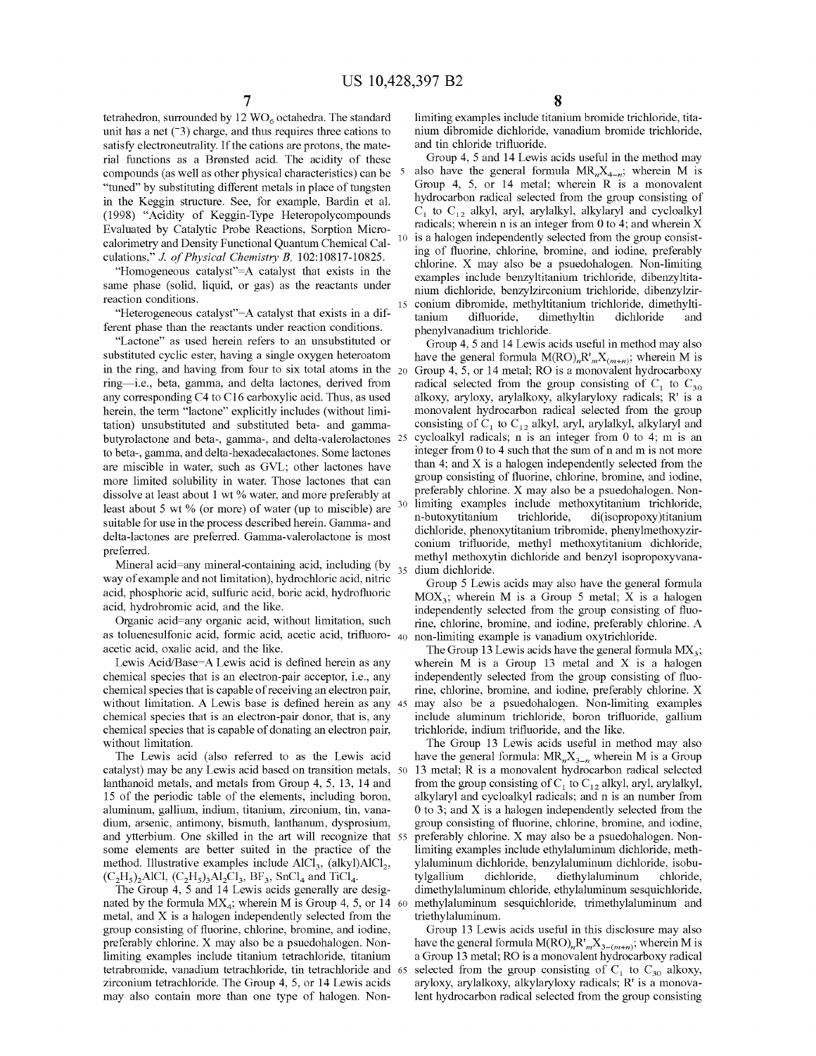tetrahedron, surrounded by 12 $WO_6$ octahedra. The standard unit has a net ($^-3$) charge, and thus requires three cations to satisfy electroneutrality. If the cations are protons, the material functions as a Brønsted acid. The acidity of these compounds (as well as other physical characteristics) can be "tuned" by substituting different metals in place of tungsten in the Keggin structure. See, for example, Bardin et al. (1998) "Acidity of Keggin-Type Heteropolycompounds Evaluated by Catalytic Probe Reactions, Sorption Microcalorimetry and Density Functional Quantum Chemical Calculations," *J. of Physical Chemistry B*, 102:10817-10825.

"Homogeneous catalyst"=A catalyst that exists in the same phase (solid, liquid, or gas) as the reactants under reaction conditions.

"Heterogeneous catalyst"=A catalyst that exists in a different phase than the reactants under reaction conditions.

"Lactone" as used herein refers to an unsubstituted or substituted cyclic ester, having a single oxygen heteroatom in the ring, and having from four to six total atoms in the ring—i.e., beta, gamma, and delta lactones, derived from any corresponding C4 to C16 carboxylic acid. Thus, as used herein, the term "lactone" explicitly includes (without limitation) unsubstituted and substituted beta- and gamma-butyrolactone and beta-, gamma-, and delta-valerolactones to beta-, gamma, and delta-hexadecalactones. Some lactones are miscible in water, such as GVL; other lactones have more limited solubility in water. Those lactones that can dissolve at least about 1 wt % water, and more preferably at least about 5 wt % (or more) of water (up to miscible) are suitable for use in the process described herein. Gamma- and delta-lactones are preferred. Gamma-valerolactone is most preferred.

Mineral acid=any mineral-containing acid, including (by way of example and not limitation), hydrochloric acid, nitric acid, phosphoric acid, sulfuric acid, boric acid, hydrofluoric acid, hydrobromic acid, and the like.

Organic acid=any organic acid, without limitation, such as toluenesulfonic acid, formic acid, acetic acid, trifluoroacetic acid, oxalic acid, and the like.

Lewis Acid/Base=A Lewis acid is defined herein as any chemical species that is an electron-pair acceptor, i.e., any chemical species that is capable of receiving an electron pair, without limitation. A Lewis base is defined herein as any chemical species that is an electron-pair donor, that is, any chemical species that is capable of donating an electron pair, without limitation.

The Lewis acid (also referred to as the Lewis acid catalyst) may be any Lewis acid based on transition metals, lanthanoid metals, and metals from Group 4, 5, 13, 14 and 15 of the periodic table of the elements, including boron, aluminum, gallium, indium, titanium, zirconium, tin, vanadium, arsenic, antimony, bismuth, lanthanum, dysprosium, and ytterbium. One skilled in the art will recognize that some elements are better suited in the practice of the method. Illustrative examples include $AlCl_3$, (alkyl)$AlCl_2$, $(C_2H_5)_2AlCl$, $(C_2H_5)_3Al_2Cl_3$, $BF_3$, $SnCl_4$ and $TiCl_4$.

The Group 4, 5 and 14 Lewis acids generally are designated by the formula $MX_4$; wherein M is Group 4, 5, or 14 metal, and X is a halogen independently selected from the group consisting of fluorine, chlorine, bromine, and iodine, preferably chlorine. X may also be a psuedohalogen. Non-limiting examples include titanium tetrachloride, titanium tetrabromide, vanadium tetrachloride, tin tetrachloride and zirconium tetrachloride. The Group 4, 5, or 14 Lewis acids may also contain more than one type of halogen. Non-limiting examples include titanium bromide trichloride, titanium dibromide dichloride, vanadium bromide trichloride, and tin chloride trifluoride.

Group 4, 5 and 14 Lewis acids useful in the method may also have the general formula $MR_nX_{4-n}$; wherein M is Group 4, 5, or 14 metal; wherein R is a monovalent hydrocarbon radical selected from the group consisting of $C_1$ to $C_{12}$ alkyl, aryl, arylalkyl, alkylaryl and cycloalkyl radicals; wherein n is an integer from 0 to 4; and wherein X is a halogen independently selected from the group consisting of fluorine, chlorine, bromine, and iodine, preferably chlorine. X may also be a psuedohalogen. Non-limiting examples include benzyltitanium trichloride, dibenzyltitanium dichloride, benzylzirconium trichloride, dibenzylzirconium dibromide, methyltitanium trichloride, dimethyltitanium difluoride, dimethyltin dichloride and phenylvanadium trichloride.

Group 4, 5 and 14 Lewis acids useful in method may also have the general formula $M(RO)_nR'_mX_{(m+n)}$; wherein M is Group 4, 5, or 14 metal; RO is a monovalent hydrocarboxy radical selected from the group consisting of $C_1$ to $C_{30}$ alkoxy, aryloxy, arylalkoxy, alkylaryloxy radicals; R' is a monovalent hydrocarbon radical selected from the group consisting of $C_1$ to $C_{12}$ alkyl, aryl, arylalkyl, alkylaryl and cycloalkyl radicals; n is an integer from 0 to 4; m is an integer from 0 to 4 such that the sum of n and m is not more than 4; and X is a halogen independently selected from the group consisting of fluorine, chlorine, bromine, and iodine, preferably chlorine. X may also be a psuedohalogen. Non-limiting examples include methoxytitanium trichloride, n-butoxytitanium trichloride, di(isopropoxy)titanium dichloride, phenoxytitanium tribromide, phenylmethoxyzirconium trifluoride, methyl methoxytitanium dichloride, methyl methoxytin dichloride and benzyl isopropoxyvanadium dichloride.

Group 5 Lewis acids may also have the general formula $MOX_3$; wherein M is a Group 5 metal; X is a halogen independently selected from the group consisting of fluorine, chlorine, bromine, and iodine, preferably chlorine. A non-limiting example is vanadium oxytrichloride.

The Group 13 Lewis acids have the general formula $MX_3$; wherein M is a Group 13 metal and X is a halogen independently selected from the group consisting of fluorine, chlorine, bromine, and iodine, preferably chlorine. X may also be a psuedohalogen. Non-limiting examples include aluminum trichloride, boron trifluoride, gallium trichloride, indium trifluoride, and the like.

The Group 13 Lewis acids useful in method may also have the general formula: $MR_nX_{3-n}$ wherein M is a Group 13 metal; R is a monovalent hydrocarbon radical selected from the group consisting of $C_1$ to $C_{12}$ alkyl, aryl, arylalkyl, alkylaryl and cycloalkyl radicals; and n is an number from 0 to 3; and X is a halogen independently selected from the group consisting of fluorine, chlorine, bromine, and iodine, preferably chlorine. X may also be a psuedohalogen. Non-limiting examples include ethylaluminum dichloride, methylaluminum dichloride, benzylaluminum dichloride, isobutylgallium dichloride, diethylaluminum chloride, dimethylaluminum chloride, ethylaluminum sesquichloride, methylaluminum sesquichloride, trimethylaluminum and triethylaluminum.

Group 13 Lewis acids useful in this disclosure may also have the general formula $M(RO)_nR'_mX_{3-(m+n)}$; wherein M is a Group 13 metal; RO is a monovalent hydrocarboxy radical selected from the group consisting of $C_1$ to $C_{30}$ alkoxy, aryloxy, arylalkoxy, alkylaryloxy radicals; R' is a monovalent hydrocarbon radical selected from the group consisting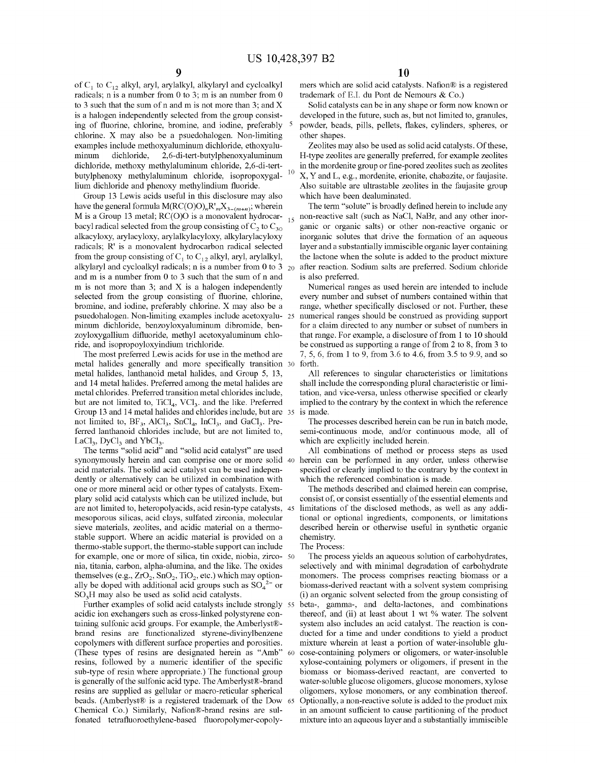of $C_1$ to $C_{12}$ alkyl, aryl, arylalkyl, alkylaryl and cycloalkyl radicals; n is a number from 0 to 3; m is an number from 0 to 3 such that the sum of n and m is not more than 3; and X is a halogen independently selected from the group consisting of fluorine, chlorine, bromine, and iodine, preferably chlorine. X may also be a psuedohalogen. Non-limiting examples include methoxyaluminum dichloride, ethoxyaluminum dichloride, 2,6-di-tert-butylphenoxyaluminum dichloride, methoxy methylaluminum chloride, 2,6-di-tert-butylphenoxy methylaluminum chloride, isopropoxygallium dichloride and phenoxy methylindium fluoride.

Group 13 Lewis acids useful in this disclosure may also have the general formula $M(RC(O)O)_nR'_mX_{3-(m+n)}$; wherein M is a Group 13 metal; RC(O)O is a monovalent hydrocarbacyl radical selected from the group consisting of $C_2$ to $C_{30}$ alkacyloxy, arylacyloxy, arylalkylacyloxy, alkylarylacyloxy radicals; R' is a monovalent hydrocarbon radical selected from the group consisting of $C_1$ to $C_{12}$ alkyl, aryl, arylalkyl, alkylaryl and cycloalkyl radicals; n is a number from 0 to 3 and m is a number from 0 to 3 such that the sum of n and m is not more than 3; and X is a halogen independently selected from the group consisting of fluorine, chlorine, bromine, and iodine, preferably chlorine. X may also be a psuedohalogen. Non-limiting examples include acetoxyaluminum dichloride, benzoyloxyaluminum dibromide, benzoyloxygallium difluoride, methyl acetoxyaluminum chloride, and isopropoyloxyindium trichloride.

The most preferred Lewis acids for use in the method are metal halides generally and more specifically transition metal halides, lanthanoid metal halides, and Group 5, 13, and 14 metal halides. Preferred among the metal halides are metal chlorides. Preferred transition metal chlorides include, but are not limited to, $TiCl_4$, $VCl_3$. and the like. Preferred Group 13 and 14 metal halides and chlorides include, but are not limited to, $BF_3$, $AlCl_3$, $SnCl_4$, $InCl_3$, and $GaCl_3$. Preferred lanthanoid chlorides include, but are not limited to, $LaCl_3$, $DyCl_3$ and $YbCl_3$.

The terms "solid acid" and "solid acid catalyst" are used synonymously herein and can comprise one or more solid acid materials. The solid acid catalyst can be used independently or alternatively can be utilized in combination with one or more mineral acid or other types of catalysts. Exemplary solid acid catalysts which can be utilized include, but are not limited to, heteropolyacids, acid resin-type catalysts, mesoporous silicas, acid clays, sulfated zirconia, molecular sieve materials, zeolites, and acidic material on a thermo-stable support. Where an acidic material is provided on a thermo-stable support, the thermo-stable support can include for example, one or more of silica, tin oxide, niobia, zirconia, titania, carbon, alpha-alumina, and the like. The oxides themselves (e.g., $ZrO_2$, $SnO_2$, $TiO_2$, etc.) which may optionally be doped with additional acid groups such as $SO_4^{2-}$ or $SO_3H$ may also be used as solid acid catalysts.

Further examples of solid acid catalysts include strongly acidic ion exchangers such as cross-linked polystyrene containing sulfonic acid groups. For example, the Amberlyst®-brand resins are functionalized styrene-divinylbenzene copolymers with different surface properties and porosities. (These types of resins are designated herein as "Amb" resins, followed by a numeric identifier of the specific sub-type of resin where appropriate.) The functional group is generally of the sulfonic acid type. The Amberlyst®-brand resins are supplied as gellular or macro-reticular spherical beads. (Amberlyst® is a registered trademark of the Dow Chemical Co.) Similarly, Nafion®-brand resins are sulfonated tetrafluoroethylene-based fluoropolymer-copolymers which are solid acid catalysts. Nafion® is a registered trademark of E.I. du Pont de Nemours & Co.)

Solid catalysts can be in any shape or form now known or developed in the future, such as, but not limited to, granules, powder, beads, pills, pellets, flakes, cylinders, spheres, or other shapes.

Zeolites may also be used as solid acid catalysts. Of these, H-type zeolites are generally preferred, for example zeolites in the mordenite group or fine-pored zeolites such as zeolites X, Y and L, e.g., mordenite, erionite, chabazite, or faujasite. Also suitable are ultrastable zeolites in the faujasite group which have been dealuminated.

The term "solute" is broadly defined herein to include any non-reactive salt (such as NaCl, NaBr, and any other inorganic or organic salts) or other non-reactive organic or inorganic solutes that drive the formation of an aqueous layer and a substantially immiscible organic layer containing the lactone when the solute is added to the product mixture after reaction. Sodium salts are preferred. Sodium chloride is also preferred.

Numerical ranges as used herein are intended to include every number and subset of numbers contained within that range, whether specifically disclosed or not. Further, these numerical ranges should be construed as providing support for a claim directed to any number or subset of numbers in that range. For example, a disclosure of from 1 to 10 should be construed as supporting a range of from 2 to 8, from 3 to 7, 5, 6, from 1 to 9, from 3.6 to 4.6, from 3.5 to 9.9, and so forth.

All references to singular characteristics or limitations shall include the corresponding plural characteristic or limitation, and vice-versa, unless otherwise specified or clearly implied to the contrary by the context in which the reference is made.

The processes described herein can be run in batch mode, semi-continuous mode, and/or continuous mode, all of which are explicitly included herein.

All combinations of method or process steps as used herein can be performed in any order, unless otherwise specified or clearly implied to the contrary by the context in which the referenced combination is made.

The methods described and claimed herein can comprise, consist of, or consist essentially of the essential elements and limitations of the disclosed methods, as well as any additional or optional ingredients, components, or limitations described herein or otherwise useful in synthetic organic chemistry.

The Process:

The process yields an aqueous solution of carbohydrates, selectively and with minimal degradation of carbohydrate monomers. The process comprises reacting biomass or a biomass-derived reactant with a solvent system comprising (i) an organic solvent selected from the group consisting of beta-, gamma-, and delta-lactones, and combinations thereof, and (ii) at least about 1 wt % water. The solvent system also includes an acid catalyst. The reaction is conducted for a time and under conditions to yield a product mixture wherein at least a portion of water-insoluble glucose-containing polymers or oligomers, or water-insoluble xylose-containing polymers or oligomers, if present in the biomass or biomass-derived reactant, are converted to water-soluble glucose oligomers, glucose monomers, xylose oligomers, xylose monomers, or any combination thereof. Optionally, a non-reactive solute is added to the product mix in an amount sufficient to cause partitioning of the product mixture into an aqueous layer and a substantially immiscible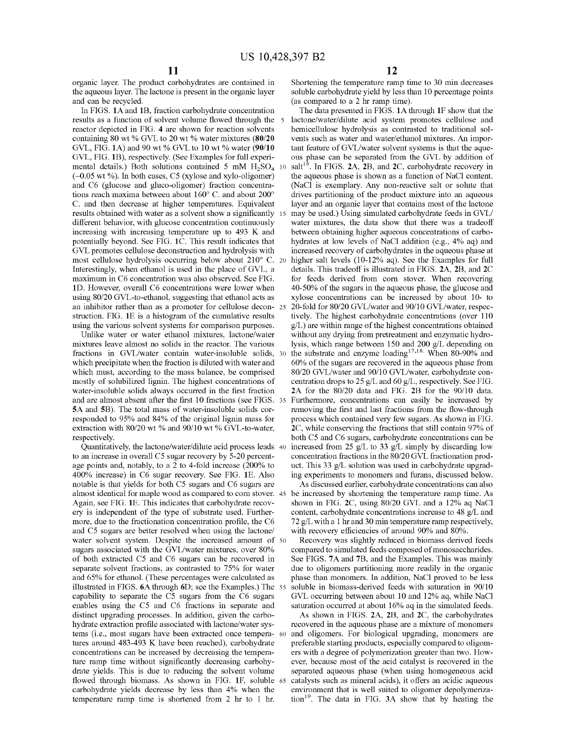organic layer. The product carbohydrates are contained in the aqueous layer. The lactone is present in the organic layer and can be recycled.

In FIGS. **1A** and **1B**, fraction carbohydrate concentration results as a function of solvent volume flowed through the reactor depicted in FIG. **4** are shown for reaction solvents containing 80 wt % GVL to 20 wt % water mixtures (**80/20** GVL, FIG. **1A**) and 90 wt % GVL to 10 wt % water (**90/10** GVL, FIG. **1B**), respectively. (See Examples for full experimental details.) Both solutions contained 5 mM $H_2SO_4$ (~0.05 wt %). In both cases, C5 (xylose and xylo-oligomer) and C6 (glucose and gluco-oligomer) fraction concentrations reach maxima between about 160° C. and about 200° C. and then decrease at higher temperatures. Equivalent results obtained with water as a solvent show a significantly different behavior, with glucose concentration continuously increasing with increasing temperature up to 493 K and potentially beyond. See FIG. **1C**. This result indicates that GVL promotes cellulose deconstruction and hydrolysis with most cellulose hydrolysis occurring below about 210° C. Interestingly, when ethanol is used in the place of GVL, a maximum in C6 concentration was also observed. See FIG. **1D**. However, overall C6 concentrations were lower when using 80/20 GVL-to-ethanol, suggesting that ethanol acts as an inhibitor rather than as a promoter for cellulose deconstruction. FIG. **1E** is a histogram of the cumulative results using the various solvent systems for comparison purposes.

Unlike water or water ethanol mixtures, lactone/water mixtures leave almost no solids in the reactor. The various fractions in GVL/water contain water-insoluble solids, which precipitate when the fraction is diluted with water and which must, according to the mass balance, be comprised mostly of solubilized lignin. The highest concentrations of water-insoluble solids always occurred in the first fraction and are almost absent after the first 10 fractions (see FIGS. **5A** and **5B**). The total mass of water-insoluble solids corresponded to 95% and 84% of the original lignin mass for extraction with 80/20 wt % and 90/10 wt % GVL-to-water, respectively.

Quantitatively, the lactone/water/dilute acid process leads to an increase in overall C5 sugar recovery by 5-20 percentage points and, notably, to a 2 to 4-fold increase (200% to 400% increase) in C6 sugar recovery. See FIG. **1E**. Also notable is that yields for both C5 sugars and C6 sugars are almost identical for maple wood as compared to corn stover. Again, see FIG. **1E**. This indicates that carbohydrate recovery is independent of the type of substrate used. Furthermore, due to the fractionation concentration profile, the C6 and C5 sugars are better resolved when using the lactone/water solvent system. Despite the increased amount of sugars associated with the GVL/water mixtures, over 80% of both extracted C5 and C6 sugars can be recovered in separate solvent fractions, as contrasted to 75% for water and 65% for ethanol. (These percentages were calculated as illustrated in FIGS. **6A** through **6D**; see the Examples.) The capability to separate the C5 sugars from the C6 sugars enables using the C5 and C6 fractions in separate and distinct upgrading processes. In addition, given the carbohydrate extraction profile associated with lactone/water systems (i.e., most sugars have been extracted once temperatures around 483-493 K have been reached), carbohydrate concentrations can be increased by decreasing the temperature ramp time without significantly decreasing carbohydrate yields. This is due to reducing the solvent volume flowed through biomass. As shown in FIG. **1F**, soluble carbohydrate yields decrease by less than 4% when the temperature ramp time is shortened from 2 hr to 1 hr. Shortening the temperature ramp time to 30 min decreases soluble carbohydrate yield by less than 10 percentage points (as compared to a 2 hr ramp time).

The data presented in FIGS. **1A** through **1F** show that the lactone/water/dilute acid system promotes cellulose and hemicellulose hydrolysis as contrasted to traditional solvents such as water and water/ethanol mixtures. An important feature of GVL/water solvent systems is that the aqueous phase can be separated from the GVL by addition of salt[16]. In FIGS. **2A**, **2B**, and **2C**, carbohydrate recovery in the aqueous phase is shown as a function of NaCl content. (NaCl is exemplary. Any non-reactive salt or solute that drives partitioning of the product mixture into an aqueous layer and an organic layer that contains most of the lactone may be used.) Using simulated carbohydrate feeds in GVL/water mixtures, the data show that there was a tradeoff between obtaining higher aqueous concentrations of carbohydrates at low levels of NaCl addition (e.g., 4% aq) and increased recovery of carbohydrates in the aqueous phase at higher salt levels (10-12% aq). See the Examples for full details. This tradeoff is illustrated in FIGS. **2A**, **2B**, and **2C** for feeds derived from corn stover. When recovering 40-50% of the sugars in the aqueous phase, the glucose and xylose concentrations can be increased by about 10- to 20-fold for 80/20 GVL/water and 90/10 GVL/water, respectively. The highest carbohydrate concentrations (over 110 g/L) are within range of the highest concentrations obtained without any drying from pretreatment and enzymatic hydrolysis, which range between 150 and 200 g/L depending on the substrate and enzyme loading[17,18]. When 80-90% and 60% of the sugars are recovered in the aqueous phase from 80/20 GVL/water and 90/10 GVL/water, carbohydrate concentration drops to 25 g/L and 60 g/L, respectively. See FIG. **2A** for the 80/20 data and FIG. **2B** for the 90/10 data. Furthermore, concentrations can easily be increased by removing the first and last fractions from the flow-through process which contained very few sugars. As shown in FIG. **2C**, while conserving the fractions that still contain 97% of both C5 and C6 sugars, carbohydrate concentrations can be increased from 25 g/L to 33 g/L simply by discarding low concentration fractions in the 80/20 GVL fractionation product. This 33 g/L solution was used in carbohydrate upgrading experiments to monomers and furans, discussed below.

As discussed earlier, carbohydrate concentrations can also be increased by shortening the temperature ramp time. As shown in FIG. **2C**, using 80/20 GVL and a 12% aq NaCl content, carbohydrate concentrations increase to 48 g/L and 72 g/L with a 1 hr and 30 min temperature ramp respectively, with recovery efficiencies of around 90% and 80%.

Recovery was slightly reduced in biomass derived feeds compared to simulated feeds composed of monosaccharides. See FIGS. **7A** and **7B**, and the Examples. This was mainly due to oligomers partitioning more readily in the organic phase than monomers. In addition, NaCl proved to be less soluble in biomass-derived feeds with saturation in 90/10 GVL occurring between about 10 and 12% aq, while NaCl saturation occurred at about 16% aq in the simulated feeds.

As shown in FIGS. **2A**, **2B**, and **2C**, the carbohydrates recovered in the aqueous phase are a mixture of monomers and oligomers. For biological upgrading, monomers are preferable starting products, especially compared to oligomers with a degree of polymerization greater than two. However, because most of the acid catalyst is recovered in the separated aqueous phase (when using homogeneous acid catalysts such as mineral acids), it offers an acidic aqueous environment that is well suited to oligomer depolymerization[19]. The data in FIG. **3A** show that by heating the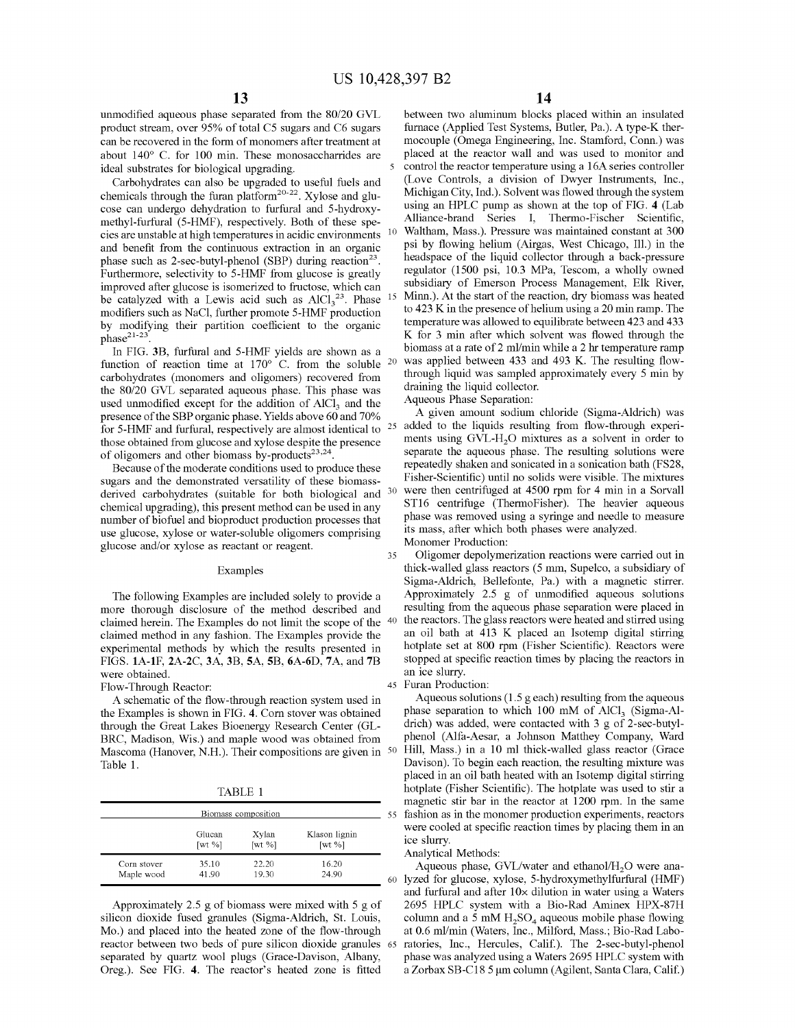unmodified aqueous phase separated from the 80/20 GVL product stream, over 95% of total C5 sugars and C6 sugars can be recovered in the form of monomers after treatment at about 140° C. for 100 min. These monosaccharrides are ideal substrates for biological upgrading.

Carbohydrates can also be upgraded to useful fuels and chemicals through the furan platform[20-22]. Xylose and glucose can undergo dehydration to furfural and 5-hydroxymethyl-furfural (5-HMF), respectively. Both of these species are unstable at high temperatures in acidic environments and benefit from the continuous extraction in an organic phase such as 2-sec-butyl-phenol (SBP) during reaction[23]. Furthermore, selectivity to 5-HMF from glucose is greatly improved after glucose is isomerized to fructose, which can be catalyzed with a Lewis acid such as $AlCl_3$[23]. Phase modifiers such as NaCl, further promote 5-HMF production by modifying their partition coefficient to the organic phase[21-23].

In FIG. **3B**, furfural and 5-HMF yields are shown as a function of reaction time at 170° C. from the soluble carbohydrates (monomers and oligomers) recovered from the 80/20 GVL separated aqueous phase. This phase was used unmodified except for the addition of $AlCl_3$ and the presence of the SBP organic phase. Yields above 60 and 70% for 5-HMF and furfural, respectively are almost identical to those obtained from glucose and xylose despite the presence of oligomers and other biomass by-products[23,24].

Because of the moderate conditions used to produce these sugars and the demonstrated versatility of these biomass-derived carbohydrates (suitable for both biological and chemical upgrading), this present method can be used in any number of biofuel and bioproduct production processes that use glucose, xylose or water-soluble oligomers comprising glucose and/or xylose as reactant or reagent.

## Examples

The following Examples are included solely to provide a more thorough disclosure of the method described and claimed herein. The Examples do not limit the scope of the claimed method in any fashion. The Examples provide the experimental methods by which the results presented in FIGS. **1A-1F**, **2A-2C**, **3A**, **3B**, **5A**, **5B**, **6A-6D**, **7A**, and **7B** were obtained.

Flow-Through Reactor:

A schematic of the flow-through reaction system used in the Examples is shown in FIG. **4**. Corn stover was obtained through the Great Lakes Bioenergy Research Center (GLBRC, Madison, Wis.) and maple wood was obtained from Mascoma (Hanover, N.H.). Their compositions are given in Table 1.

TABLE 1

| Biomass composition | | | |
|---|---|---|---|
| | Glucan [wt %] | Xylan [wt %] | Klason lignin [wt %] |
| Corn stover | 35.10 | 22.20 | 16.20 |
| Maple wood | 41.90 | 19.30 | 24.90 |

Approximately 2.5 g of biomass were mixed with 5 g of silicon dioxide fused granules (Sigma-Aldrich, St. Louis, Mo.) and placed into the heated zone of the flow-through reactor between two beds of pure silicon dioxide granules separated by quartz wool plugs (Grace-Davison, Albany, Oreg.). See FIG. **4**. The reactor's heated zone is fitted between two aluminum blocks placed within an insulated furnace (Applied Test Systems, Butler, Pa.). A type-K thermocouple (Omega Engineering, Inc. Stamford, Conn.) was placed at the reactor wall and was used to monitor and control the reactor temperature using a 16A series controller (Love Controls, a division of Dwyer Instruments, Inc., Michigan City, Ind.). Solvent was flowed through the system using an HPLC pump as shown at the top of FIG. **4** (Lab Alliance-brand Series I, Thermo-Fischer Scientific, Waltham, Mass.). Pressure was maintained constant at 300 psi by flowing helium (Airgas, West Chicago, Ill.) in the headspace of the liquid collector through a back-pressure regulator (1500 psi, 10.3 MPa, Tescom, a wholly owned subsidiary of Emerson Process Management, Elk River, Minn.). At the start of the reaction, dry biomass was heated to 423 K in the presence of helium using a 20 min ramp. The temperature was allowed to equilibrate between 423 and 433 K for 3 min after which solvent was flowed through the biomass at a rate of 2 ml/min while a 2 hr temperature ramp was applied between 433 and 493 K. The resulting flow-through liquid was sampled approximately every 5 min by draining the liquid collector.

Aqueous Phase Separation:

A given amount sodium chloride (Sigma-Aldrich) was added to the liquids resulting from flow-through experiments using GVL-$H_2O$ mixtures as a solvent in order to separate the aqueous phase. The resulting solutions were repeatedly shaken and sonicated in a sonication bath (FS28, Fisher-Scientific) until no solids were visible. The mixtures were then centrifuged at 4500 rpm for 4 min in a Sorvall ST16 centrifuge (ThermoFisher). The heavier aqueous phase was removed using a syringe and needle to measure its mass, after which both phases were analyzed.

Monomer Production:

Oligomer depolymerization reactions were carried out in thick-walled glass reactors (5 mm, Supelco, a subsidiary of Sigma-Aldrich, Bellefonte, Pa.) with a magnetic stirrer. Approximately 2.5 g of unmodified aqueous solutions resulting from the aqueous phase separation were placed in the reactors. The glass reactors were heated and stirred using an oil bath at 413 K placed an Isotemp digital stirring hotplate set at 800 rpm (Fisher Scientific). Reactors were stopped at specific reaction times by placing the reactors in an ice slurry.

Furan Production:

Aqueous solutions (1.5 g each) resulting from the aqueous phase separation to which 100 mM of $AlCl_3$ (Sigma-Aldrich) was added, were contacted with 3 g of 2-sec-butyl-phenol (Alfa-Aesar, a Johnson Matthey Company, Ward Hill, Mass.) in a 10 ml thick-walled glass reactor (Grace Davison). To begin each reaction, the resulting mixture was placed in an oil bath heated with an Isotemp digital stirring hotplate (Fisher Scientific). The hotplate was used to stir a magnetic stir bar in the reactor at 1200 rpm. In the same fashion as in the monomer production experiments, reactors were cooled at specific reaction times by placing them in an ice slurry.

Analytical Methods:

Aqueous phase, GVL/water and ethanol/$H_2O$ were analyzed for glucose, xylose, 5-hydroxymethylfurfural (HMF) and furfural and after 10× dilution in water using a Waters 2695 HPLC system with a Bio-Rad Aminex HPX-87H column and a 5 mM $H_2SO_4$ aqueous mobile phase flowing at 0.6 ml/min (Waters, Inc., Milford, Mass.; Bio-Rad Laboratories, Inc., Hercules, Calif.). The 2-sec-butyl-phenol phase was analyzed using a Waters 2695 HPLC system with a Zorbax SB-C18 5 μm column (Agilent, Santa Clara, Calif.)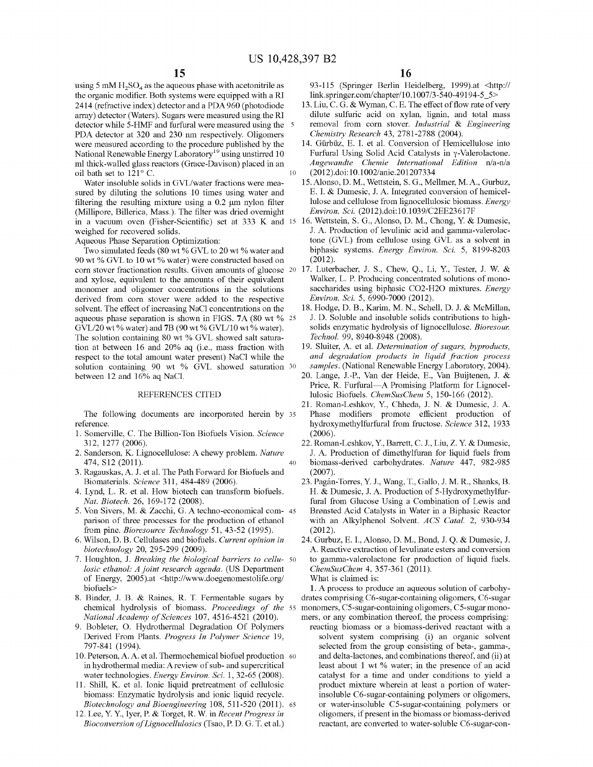using 5 mM $H_2SO_4$ as the aqueous phase with acetonitrile as the organic modifier. Both systems were equipped with a RI 2414 (refractive index) detector and a PDA 960 (photodiode array) detector (Waters). Sugars were measured using the RI detector while 5-HMF and furfural were measured using the PDA detector at 320 and 230 nm respectively. Oligomers were measured according to the procedure published by the National Renewable Energy Laboratory[19] using unstirred 10 ml thick-walled glass reactors (Grace-Davison) placed in an oil bath set to 121° C.

Water insoluble solids in GVL/water fractions were measured by diluting the solutions 10 times using water and filtering the resulting mixture using a 0.2 μm nylon filter (Millipore, Billerica, Mass.). The filter was dried overnight in a vacuum oven (Fisher-Scientific) set at 333 K and weighed for recovered solids.

Aqueous Phase Separation Optimization:

Two simulated feeds (80 wt % GVL to 20 wt % water and 90 wt % GVL to 10 wt % water) were constructed based on corn stover fractionation results. Given amounts of glucose and xylose, equivalent to the amounts of their equivalent monomer and oligomer concentrations in the solutions derived from corn stover were added to the respective solvent. The effect of increasing NaCl concentrations on the aqueous phase separation is shown in FIGS. 7A (80 wt % GVL/20 wt % water) and 7B (90 wt % GVL/10 wt % water). The solution containing 80 wt % GVL showed salt saturation at between 16 and 20% aq (i.e., mass fraction with respect to the total amount water present) NaCl while the solution containing 90 wt % GVL showed saturation between 12 and 16% aq NaCl.

## REFERENCES CITED

The following documents are incorporated herein by reference.

1. Somerville, C. The Billion-Ton Biofuels Vision. *Science* 312, 1277 (2006).
2. Sanderson, K. Lignocellulose: A chewy problem. *Nature* 474, S12 (2011).
3. Ragauskas, A. J. et al. The Path Forward for Biofuels and Biomaterials. *Science* 311, 484-489 (2006).
4. Lynd, L. R. et al. How biotech can transform biofuels. *Nat. Biotech.* 26, 169-172 (2008).
5. Von Sivers, M. & Zacchi, G. A techno-economical comparison of three processes for the production of ethanol from pine. *Bioresource Technology* 51, 43-52 (1995).
6. Wilson, D. B. Cellulases and biofuels. *Current opinion in biotechnology* 20, 295-299 (2009).
7. Houghton, J. *Breaking the biological barriers to cellulosic ethanol: A joint research agenda*. (US Department of Energy, 2005).at <http://www.doegenomestolife.org/biofuels>
8. Binder, J. B. & Raines, R. T. Fermentable sugars by chemical hydrolysis of biomass. *Proceedings of the National Academy of Sciences* 107, 4516-4521 (2010).
9. Bobleter, O. Hydrothermal Degradation Of Polymers Derived From Plants. *Progress In Polymer Science* 19, 797-841 (1994).
10. Peterson, A. A. et al. Thermochemical biofuel production in hydrothermal media: A review of sub- and supercritical water technologies. *Energy Environ. Sci.* 1, 32-65 (2008).
11. Shill, K. et al. Ionic liquid pretreatment of cellulosic biomass: Enzymatic hydrolysis and ionic liquid recycle. *Biotechnology and Bioengineering* 108, 511-520 (2011).
12. Lee, Y. Y., Iyer, P. & Torget, R. W. in *Recent Progress in Bioconversion of Lignocellulosics* (Tsao, P. D. G. T. et al.) 93-115 (Springer Berlin Heidelberg, 1999).at <http://link.springer.com/chapter/10.1007/3-540-49194-5_5>
13. Liu, C. G. & Wyman, C. E. The effect of flow rate of very dilute sulfuric acid on xylan, lignin, and total mass removal from corn stover. *Industrial & Engineering Chemistry Research* 43, 2781-2788 (2004).
14. Gürbüz, E. I. et al. Conversion of Hemicellulose into Furfural Using Solid Acid Catalysts in γ-Valerolactone. *Angewandte Chemie International Edition* n/a-n/a (2012).doi:10.1002/anie.201207334
15. Alonso, D. M., Wettstein, S. G., Mellmer, M. A., Gurbuz, E. I. & Dumesic, J. A. Integrated conversion of hemicellulose and cellulose from lignocellulosic biomass. *Energy Environ. Sci.* (2012).doi:10.1039/C2EE23617F
16. Wettstein, S. G., Alonso, D. M., Chong, Y. & Dumesic, J. A. Production of levulinic acid and gamma-valerolactone (GVL) from cellulose using GVL as a solvent in biphasic systems. *Energy Environ. Sci.* 5, 8199-8203 (2012).
17. Luterbacher, J. S., Chew, Q., Li, Y., Tester, J. W. & Walker, L. P. Producing concentrated solutions of monosaccharides using biphasic CO2-H2O mixtures. *Energy Environ. Sci.* 5, 6990-7000 (2012).
18. Hodge, D. B., Karim, M. N., Schell, D. J. & McMillan, J. D. Soluble and insoluble solids contributions to high-solids enzymatic hydrolysis of lignocellulose. *Bioresour. Technol.* 99, 8940-8948 (2008).
19. Sluiter, A. et al. *Determination of sugars, byproducts, and degradation products in liquid fraction process samples*. (National Renewable Energy Laboratory, 2004).
20. Lange, J.-P., Van der Heide, E., Van Buijtenen, J. & Price, R. Furfural—A Promising Platform for Lignocellulosic Biofuels. *ChemSusChem* 5, 150-166 (2012).
21. Roman-Leshkov, Y., Chheda, J. N. & Dumesic, J. A. Phase modifiers promote efficient production of hydroxymethylfurfural from fructose. *Science* 312, 1933 (2006).
22. Roman-Leshkov, Y., Barrett, C. J., Liu, Z. Y. & Dumesic, J. A. Production of dimethylfuran for liquid fuels from biomass-derived carbohydrates. *Nature* 447, 982-985 (2007).
23. Pagán-Torres, Y. J., Wang, T., Gallo, J. M. R., Shanks, B. H. & Dumesic, J. A. Production of 5-Hydroxymethylfurfural from Glucose Using a Combination of Lewis and Brønsted Acid Catalysts in Water in a Biphasic Reactor with an Alkylphenol Solvent. *ACS Catal.* 2, 930-934 (2012).
24. Gurbuz, E. I., Alonso, D. M., Bond, J. Q. & Dumesic, J. A. Reactive extraction of levulinate esters and conversion to gamma-valerolactone for production of liquid fuels. *ChemSusChem* 4, 357-361 (2011).

What is claimed is:

1. A process to produce an aqueous solution of carbohydrates comprising C6-sugar-containing oligomers, C6-sugar monomers, C5-sugar-containing oligomers, C5-sugar monomers, or any combination thereof, the process comprising:
   reacting biomass or a biomass-derived reactant with a solvent system comprising (i) an organic solvent selected from the group consisting of beta-, gamma-, and delta-lactones, and combinations thereof, and (ii) at least about 1 wt % water; in the presence of an acid catalyst for a time and under conditions to yield a product mixture wherein at least a portion of water-insoluble C6-sugar-containing polymers or oligomers, or water-insoluble C5-sugar-containing polymers or oligomers, if present in the biomass or biomass-derived reactant, are converted to water-soluble C6-sugar-con-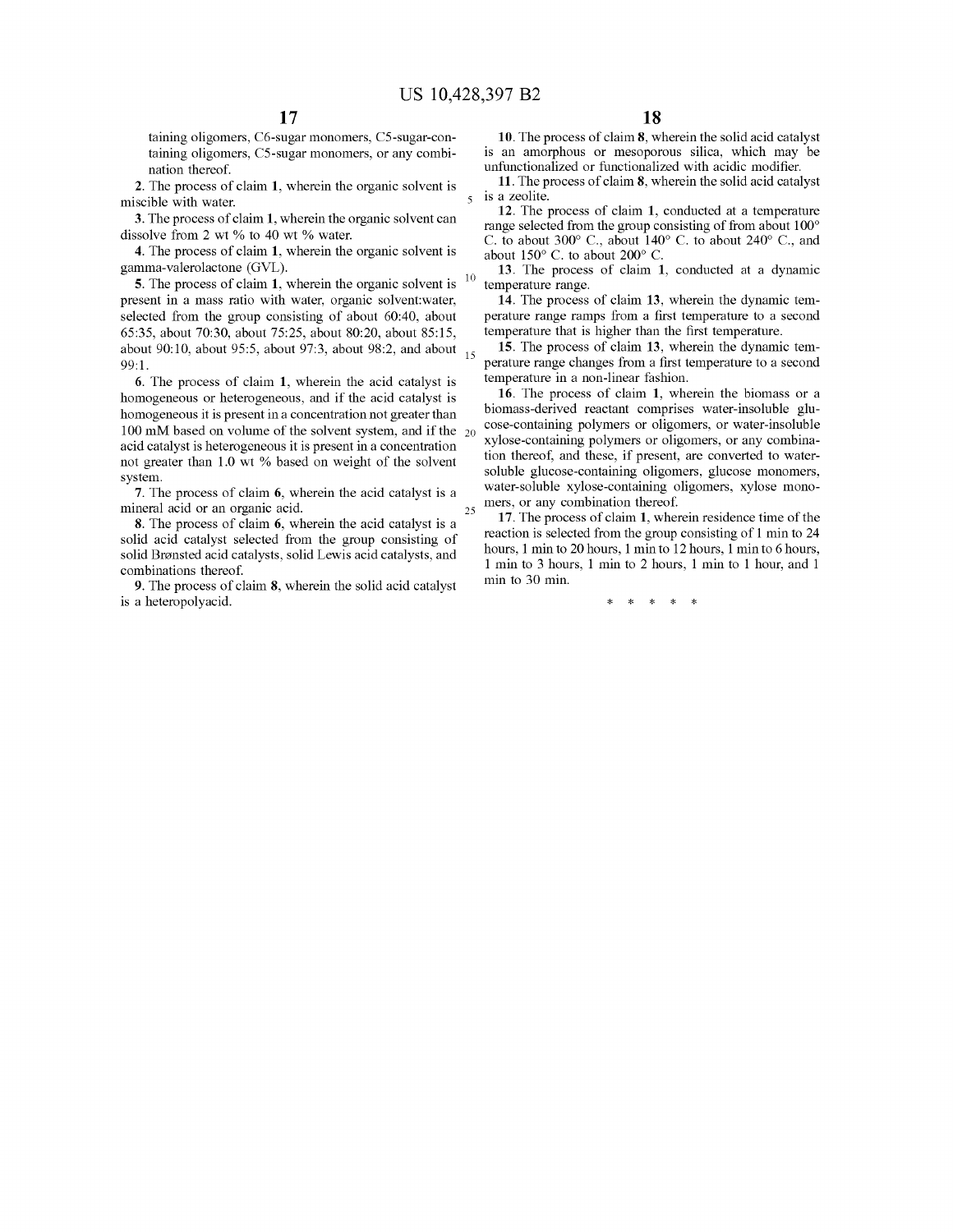taining oligomers, C6-sugar monomers, C5-sugar-containing oligomers, C5-sugar monomers, or any combination thereof.

**2**. The process of claim **1**, wherein the organic solvent is miscible with water.

**3**. The process of claim **1**, wherein the organic solvent can dissolve from 2 wt % to 40 wt % water.

**4**. The process of claim **1**, wherein the organic solvent is gamma-valerolactone (GVL).

**5**. The process of claim **1**, wherein the organic solvent is present in a mass ratio with water, organic solvent:water, selected from the group consisting of about 60:40, about 65:35, about 70:30, about 75:25, about 80:20, about 85:15, about 90:10, about 95:5, about 97:3, about 98:2, and about 99:1.

**6**. The process of claim **1**, wherein the acid catalyst is homogeneous or heterogeneous, and if the acid catalyst is homogeneous it is present in a concentration not greater than 100 mM based on volume of the solvent system, and if the acid catalyst is heterogeneous it is present in a concentration not greater than 1.0 wt % based on weight of the solvent system.

**7**. The process of claim **6**, wherein the acid catalyst is a mineral acid or an organic acid.

**8**. The process of claim **6**, wherein the acid catalyst is a solid acid catalyst selected from the group consisting of solid Brønsted acid catalysts, solid Lewis acid catalysts, and combinations thereof.

**9**. The process of claim **8**, wherein the solid acid catalyst is a heteropolyacid.

**10**. The process of claim **8**, wherein the solid acid catalyst is an amorphous or mesoporous silica, which may be unfunctionalized or functionalized with acidic modifier.

**11**. The process of claim **8**, wherein the solid acid catalyst is a zeolite.

**12**. The process of claim **1**, conducted at a temperature range selected from the group consisting of from about 100° C. to about 300° C., about 140° C. to about 240° C., and about 150° C. to about 200° C.

**13**. The process of claim **1**, conducted at a dynamic temperature range.

**14**. The process of claim **13**, wherein the dynamic temperature range ramps from a first temperature to a second temperature that is higher than the first temperature.

**15**. The process of claim **13**, wherein the dynamic temperature range changes from a first temperature to a second temperature in a non-linear fashion.

**16**. The process of claim **1**, wherein the biomass or a biomass-derived reactant comprises water-insoluble glucose-containing polymers or oligomers, or water-insoluble xylose-containing polymers or oligomers, or any combination thereof, and these, if present, are converted to water-soluble glucose-containing oligomers, glucose monomers, water-soluble xylose-containing oligomers, xylose monomers, or any combination thereof.

**17**. The process of claim **1**, wherein residence time of the reaction is selected from the group consisting of 1 min to 24 hours, 1 min to 20 hours, 1 min to 12 hours, 1 min to 6 hours, 1 min to 3 hours, 1 min to 2 hours, 1 min to 1 hour, and 1 min to 30 min.

* * * * *